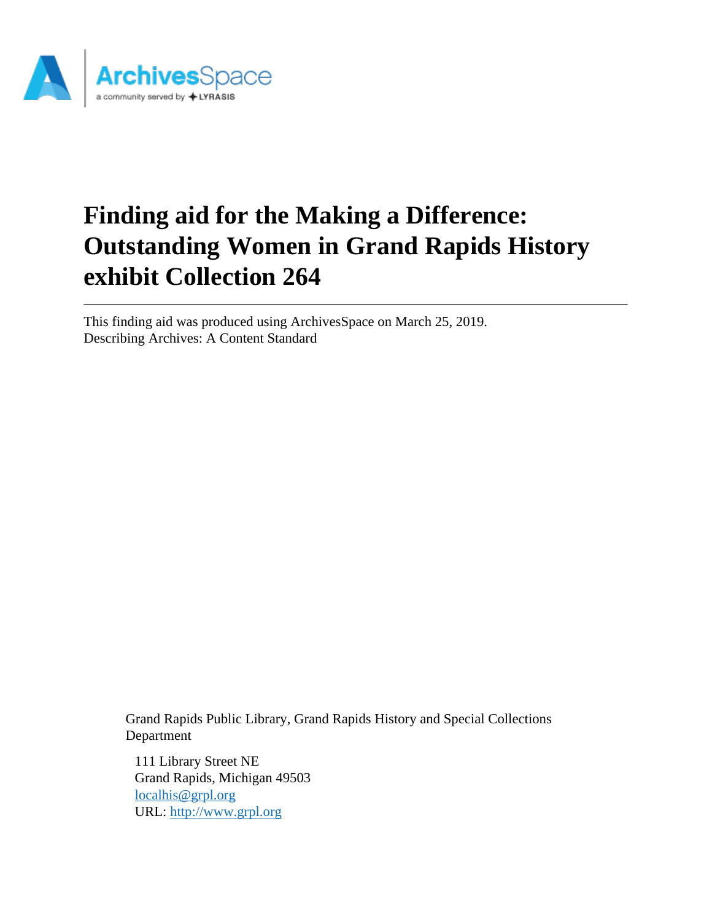ArchivesSpace
a community served by LYRASIS

# Finding aid for the Making a Difference: Outstanding Women in Grand Rapids History exhibit Collection 264

---

This finding aid was produced using ArchivesSpace on March 25, 2019.
Describing Archives: A Content Standard

Grand Rapids Public Library, Grand Rapids History and Special Collections Department

111 Library Street NE
Grand Rapids, Michigan 49503
localhis@grpl.org
URL: http://www.grpl.org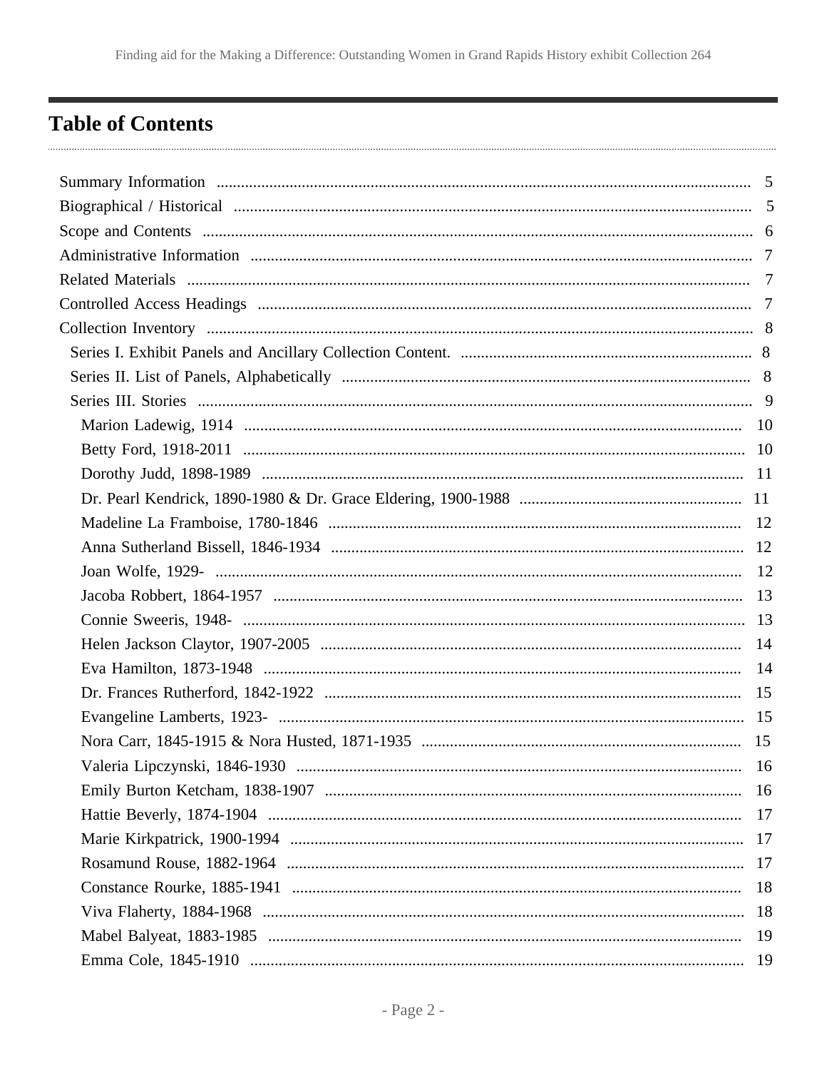## Table of Contents

- Summary Information ..... 5
- Biographical / Historical ..... 5
- Scope and Contents ..... 6
- Administrative Information ..... 7
- Related Materials ..... 7
- Controlled Access Headings ..... 7
- Collection Inventory ..... 8
  - Series I. Exhibit Panels and Ancillary Collection Content. ..... 8
  - Series II. List of Panels, Alphabetically ..... 8
  - Series III. Stories ..... 9
    - Marion Ladewig, 1914 ..... 10
    - Betty Ford, 1918-2011 ..... 10
    - Dorothy Judd, 1898-1989 ..... 11
    - Dr. Pearl Kendrick, 1890-1980 & Dr. Grace Eldering, 1900-1988 ..... 11
    - Madeline La Framboise, 1780-1846 ..... 12
    - Anna Sutherland Bissell, 1846-1934 ..... 12
    - Joan Wolfe, 1929- ..... 12
    - Jacoba Robbert, 1864-1957 ..... 13
    - Connie Sweeris, 1948- ..... 13
    - Helen Jackson Claytor, 1907-2005 ..... 14
    - Eva Hamilton, 1873-1948 ..... 14
    - Dr. Frances Rutherford, 1842-1922 ..... 15
    - Evangeline Lamberts, 1923- ..... 15
    - Nora Carr, 1845-1915 & Nora Husted, 1871-1935 ..... 15
    - Valeria Lipczynski, 1846-1930 ..... 16
    - Emily Burton Ketcham, 1838-1907 ..... 16
    - Hattie Beverly, 1874-1904 ..... 17
    - Marie Kirkpatrick, 1900-1994 ..... 17
    - Rosamund Rouse, 1882-1964 ..... 17
    - Constance Rourke, 1885-1941 ..... 18
    - Viva Flaherty, 1884-1968 ..... 18
    - Mabel Balyeat, 1883-1985 ..... 19
    - Emma Cole, 1845-1910 ..... 19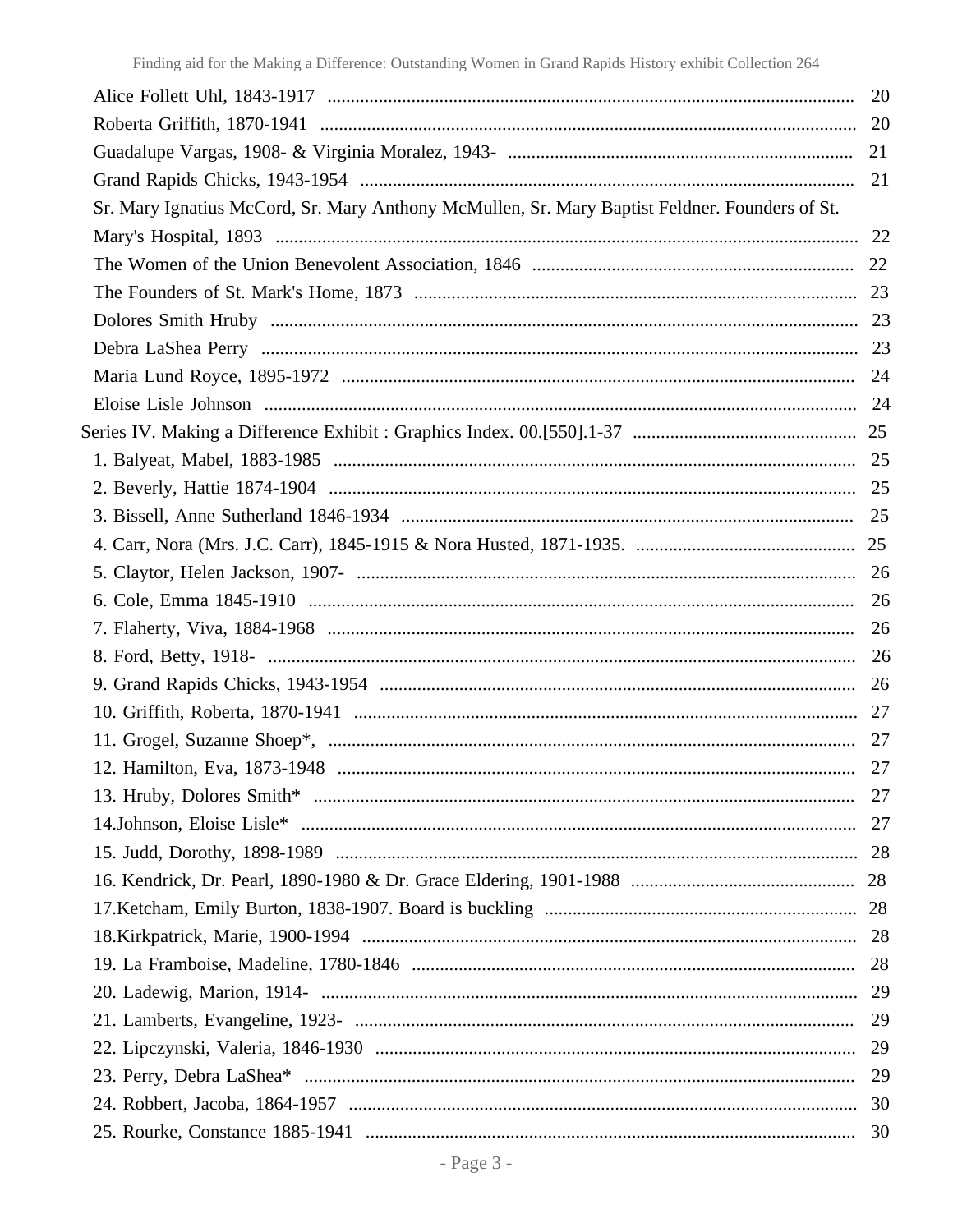Alice Follett Uhl, 1843-1917 ..... 20
Roberta Griffith, 1870-1941 ..... 20
Guadalupe Vargas, 1908- & Virginia Moralez, 1943- ..... 21
Grand Rapids Chicks, 1943-1954 ..... 21
Sr. Mary Ignatius McCord, Sr. Mary Anthony McMullen, Sr. Mary Baptist Feldner. Founders of St. Mary's Hospital, 1893 ..... 22
The Women of the Union Benevolent Association, 1846 ..... 22
The Founders of St. Mark's Home, 1873 ..... 23
Dolores Smith Hruby ..... 23
Debra LaShea Perry ..... 23
Maria Lund Royce, 1895-1972 ..... 24
Eloise Lisle Johnson ..... 24

Series IV. Making a Difference Exhibit : Graphics Index. 00.[550].1-37 ..... 25

1. Balyeat, Mabel, 1883-1985 ..... 25
2. Beverly, Hattie 1874-1904 ..... 25
3. Bissell, Anne Sutherland 1846-1934 ..... 25
4. Carr, Nora (Mrs. J.C. Carr), 1845-1915 & Nora Husted, 1871-1935. ..... 25
5. Claytor, Helen Jackson, 1907- ..... 26
6. Cole, Emma 1845-1910 ..... 26
7. Flaherty, Viva, 1884-1968 ..... 26
8. Ford, Betty, 1918- ..... 26
9. Grand Rapids Chicks, 1943-1954 ..... 26
10. Griffith, Roberta, 1870-1941 ..... 27
11. Grogel, Suzanne Shoep*, ..... 27
12. Hamilton, Eva, 1873-1948 ..... 27
13. Hruby, Dolores Smith* ..... 27
14.Johnson, Eloise Lisle* ..... 27
15. Judd, Dorothy, 1898-1989 ..... 28
16. Kendrick, Dr. Pearl, 1890-1980 & Dr. Grace Eldering, 1901-1988 ..... 28
17.Ketcham, Emily Burton, 1838-1907. Board is buckling ..... 28
18.Kirkpatrick, Marie, 1900-1994 ..... 28
19. La Framboise, Madeline, 1780-1846 ..... 28
20. Ladewig, Marion, 1914- ..... 29
21. Lamberts, Evangeline, 1923- ..... 29
22. Lipczynski, Valeria, 1846-1930 ..... 29
23. Perry, Debra LaShea* ..... 29
24. Robbert, Jacoba, 1864-1957 ..... 30
25. Rourke, Constance 1885-1941 ..... 30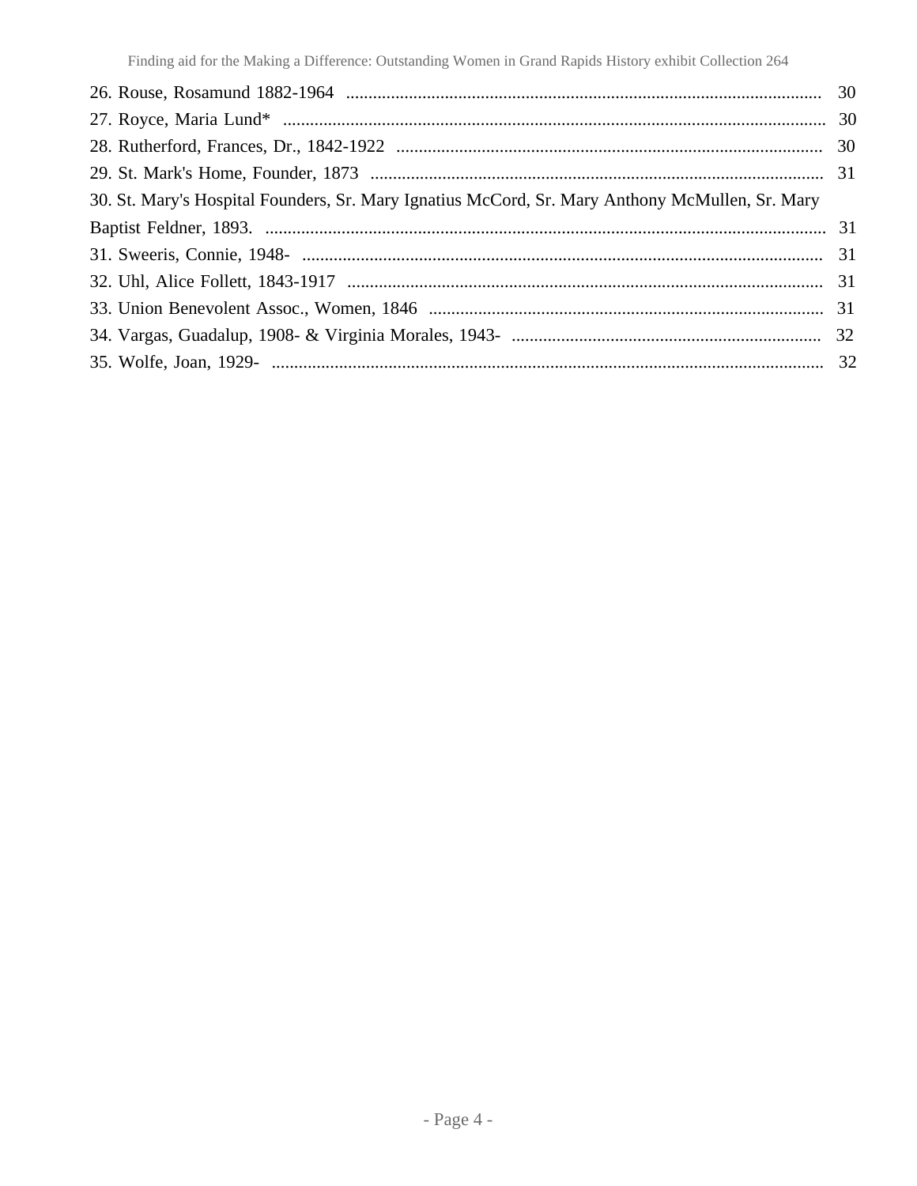26. Rouse, Rosamund 1882-1964 .......... 30
27. Royce, Maria Lund* .......... 30
28. Rutherford, Frances, Dr., 1842-1922 .......... 30
29. St. Mark's Home, Founder, 1873 .......... 31
30. St. Mary's Hospital Founders, Sr. Mary Ignatius McCord, Sr. Mary Anthony McMullen, Sr. Mary Baptist Feldner, 1893. .......... 31
31. Sweeris, Connie, 1948- .......... 31
32. Uhl, Alice Follett, 1843-1917 .......... 31
33. Union Benevolent Assoc., Women, 1846 .......... 31
34. Vargas, Guadalup, 1908- & Virginia Morales, 1943- .......... 32
35. Wolfe, Joan, 1929- .......... 32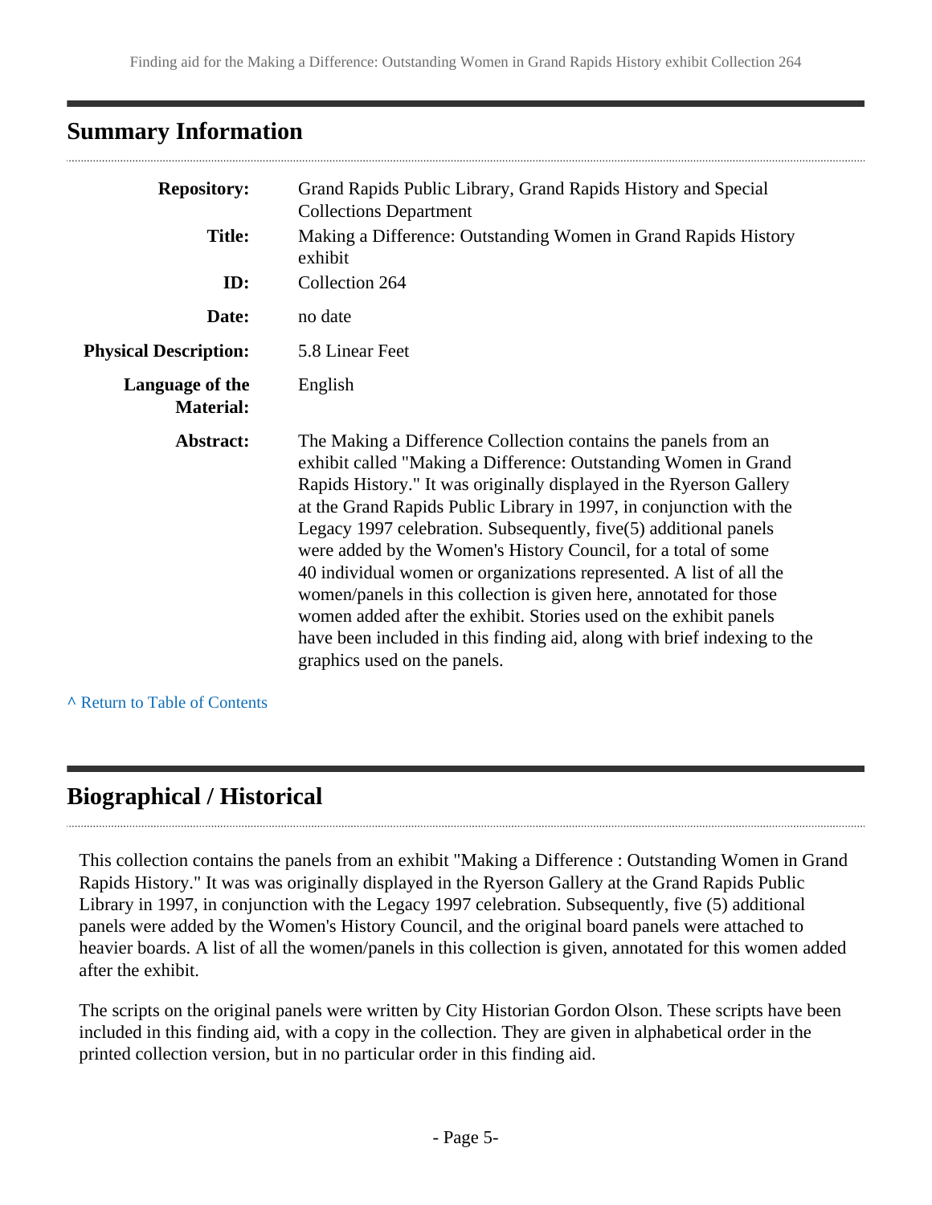## Summary Information

| | |
|---|---|
| **Repository:** | Grand Rapids Public Library, Grand Rapids History and Special Collections Department |
| **Title:** | Making a Difference: Outstanding Women in Grand Rapids History exhibit |
| **ID:** | Collection 264 |
| **Date:** | no date |
| **Physical Description:** | 5.8 Linear Feet |
| **Language of the Material:** | English |
| **Abstract:** | The Making a Difference Collection contains the panels from an exhibit called "Making a Difference: Outstanding Women in Grand Rapids History." It was originally displayed in the Ryerson Gallery at the Grand Rapids Public Library in 1997, in conjunction with the Legacy 1997 celebration. Subsequently, five(5) additional panels were added by the Women's History Council, for a total of some 40 individual women or organizations represented. A list of all the women/panels in this collection is given here, annotated for those women added after the exhibit. Stories used on the exhibit panels have been included in this finding aid, along with brief indexing to the graphics used on the panels. |

^ Return to Table of Contents

## Biographical / Historical

This collection contains the panels from an exhibit "Making a Difference : Outstanding Women in Grand Rapids History." It was was originally displayed in the Ryerson Gallery at the Grand Rapids Public Library in 1997, in conjunction with the Legacy 1997 celebration. Subsequently, five (5) additional panels were added by the Women's History Council, and the original board panels were attached to heavier boards. A list of all the women/panels in this collection is given, annotated for this women added after the exhibit.

The scripts on the original panels were written by City Historian Gordon Olson. These scripts have been included in this finding aid, with a copy in the collection. They are given in alphabetical order in the printed collection version, but in no particular order in this finding aid.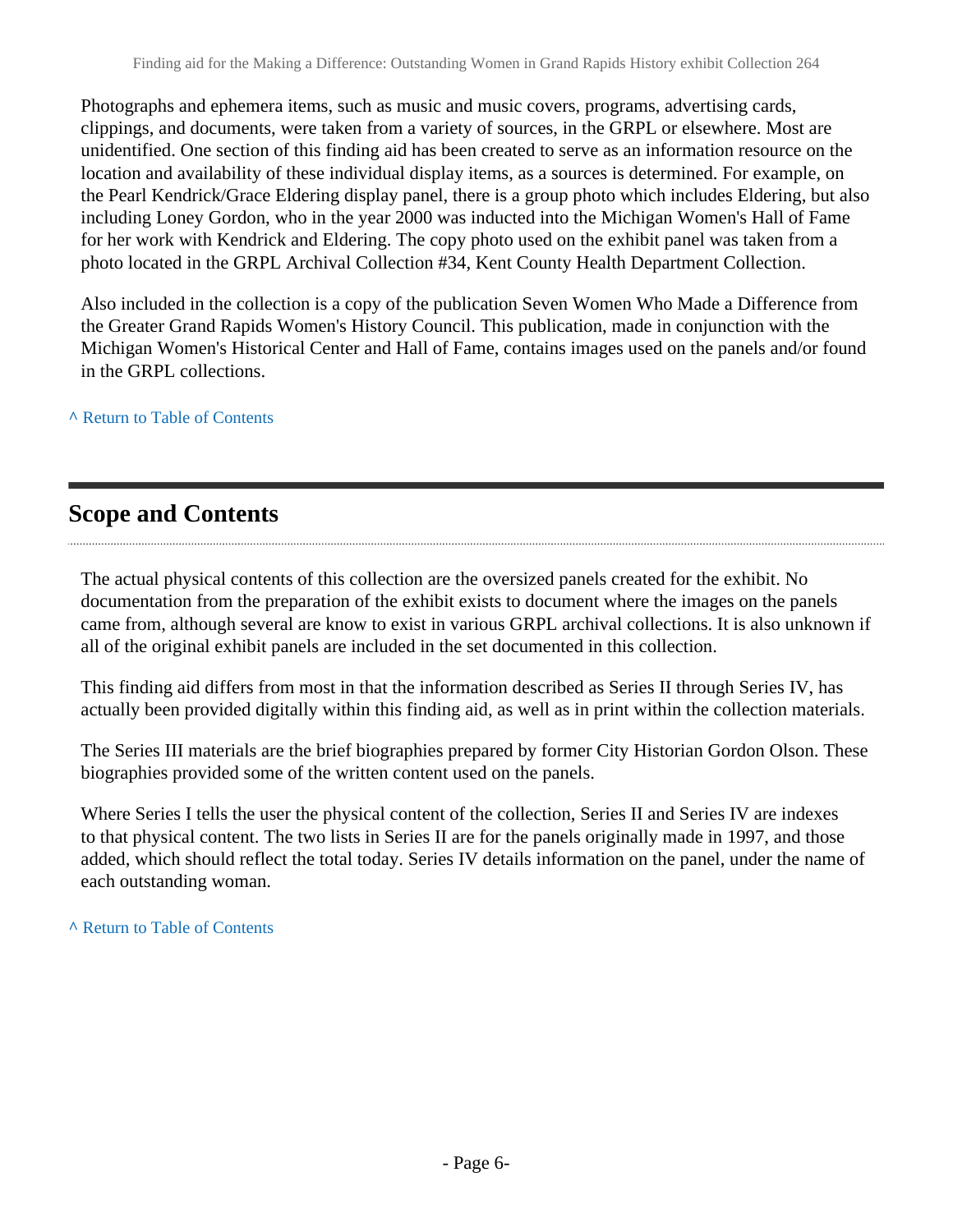Photographs and ephemera items, such as music and music covers, programs, advertising cards, clippings, and documents, were taken from a variety of sources, in the GRPL or elsewhere. Most are unidentified. One section of this finding aid has been created to serve as an information resource on the location and availability of these individual display items, as a sources is determined. For example, on the Pearl Kendrick/Grace Eldering display panel, there is a group photo which includes Eldering, but also including Loney Gordon, who in the year 2000 was inducted into the Michigan Women's Hall of Fame for her work with Kendrick and Eldering. The copy photo used on the exhibit panel was taken from a photo located in the GRPL Archival Collection #34, Kent County Health Department Collection.

Also included in the collection is a copy of the publication Seven Women Who Made a Difference from the Greater Grand Rapids Women's History Council. This publication, made in conjunction with the Michigan Women's Historical Center and Hall of Fame, contains images used on the panels and/or found in the GRPL collections.

^ Return to Table of Contents

## Scope and Contents

The actual physical contents of this collection are the oversized panels created for the exhibit. No documentation from the preparation of the exhibit exists to document where the images on the panels came from, although several are know to exist in various GRPL archival collections. It is also unknown if all of the original exhibit panels are included in the set documented in this collection.

This finding aid differs from most in that the information described as Series II through Series IV, has actually been provided digitally within this finding aid, as well as in print within the collection materials.

The Series III materials are the brief biographies prepared by former City Historian Gordon Olson. These biographies provided some of the written content used on the panels.

Where Series I tells the user the physical content of the collection, Series II and Series IV are indexes to that physical content. The two lists in Series II are for the panels originally made in 1997, and those added, which should reflect the total today. Series IV details information on the panel, under the name of each outstanding woman.

^ Return to Table of Contents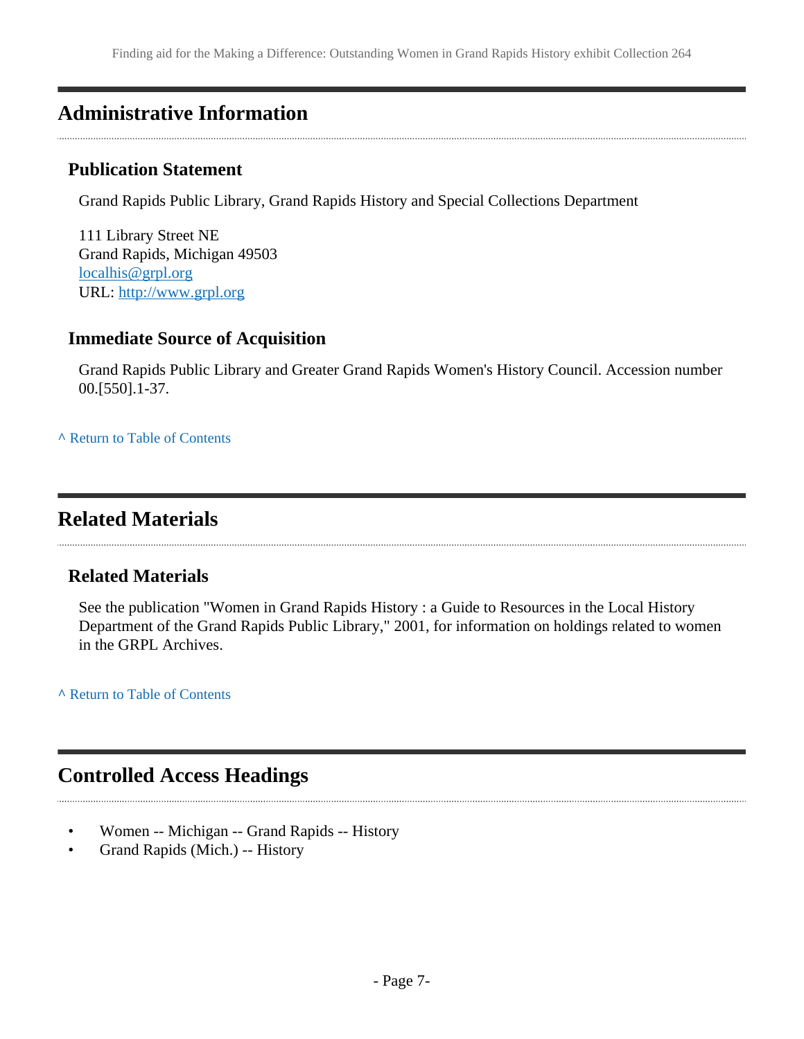## Administrative Information

### Publication Statement

Grand Rapids Public Library, Grand Rapids History and Special Collections Department

111 Library Street NE
Grand Rapids, Michigan 49503
localhis@grpl.org
URL: http://www.grpl.org

### Immediate Source of Acquisition

Grand Rapids Public Library and Greater Grand Rapids Women's History Council. Accession number 00.[550].1-37.

^ Return to Table of Contents

## Related Materials

### Related Materials

See the publication "Women in Grand Rapids History : a Guide to Resources in the Local History Department of the Grand Rapids Public Library," 2001, for information on holdings related to women in the GRPL Archives.

^ Return to Table of Contents

## Controlled Access Headings

- Women -- Michigan -- Grand Rapids -- History
- Grand Rapids (Mich.) -- History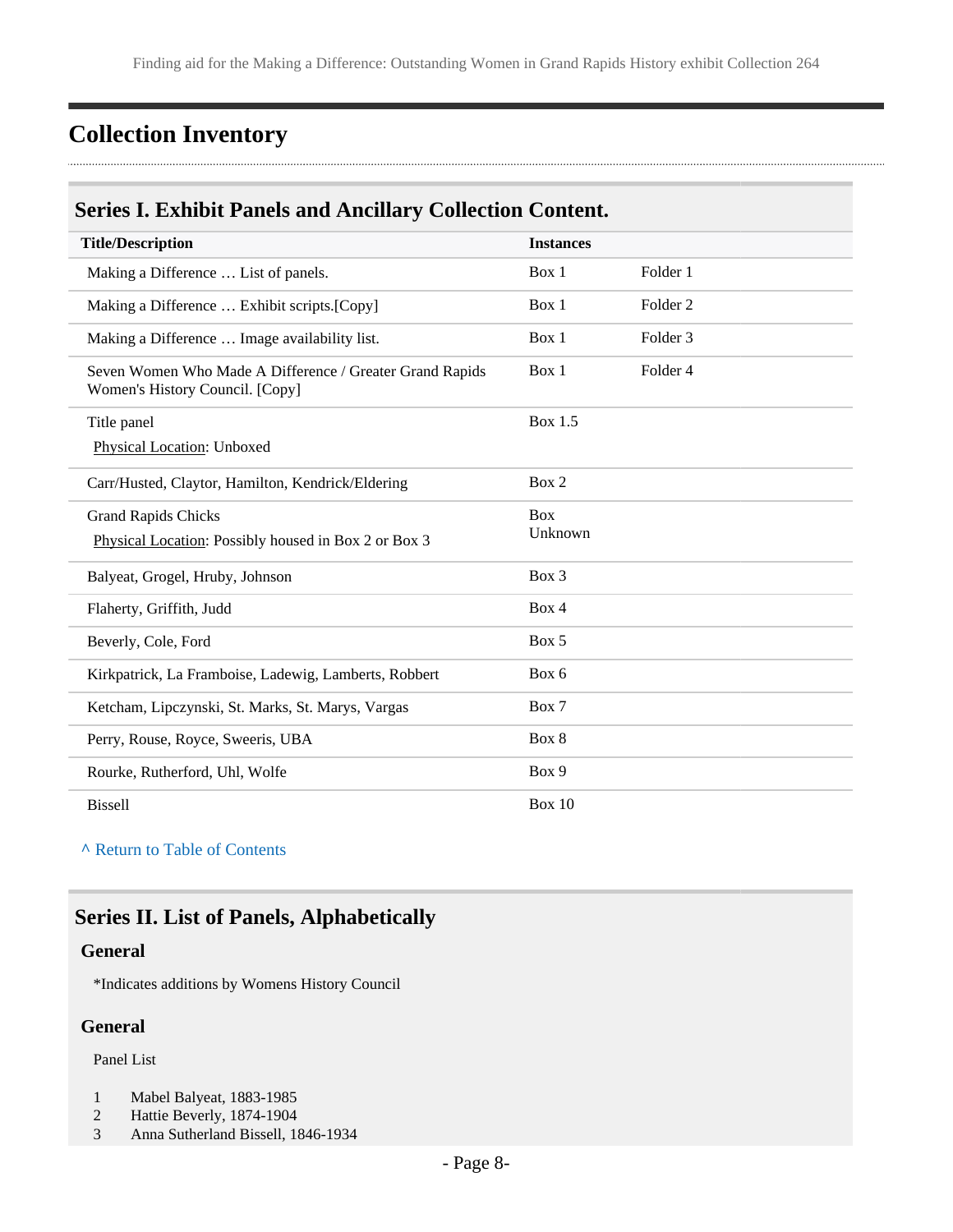## Collection Inventory

### Series I. Exhibit Panels and Ancillary Collection Content.

| Title/Description | Instances | |
|---|---|---|
| Making a Difference … List of panels. | Box 1 | Folder 1 |
| Making a Difference … Exhibit scripts.[Copy] | Box 1 | Folder 2 |
| Making a Difference … Image availability list. | Box 1 | Folder 3 |
| Seven Women Who Made A Difference / Greater Grand Rapids Women's History Council. [Copy] | Box 1 | Folder 4 |
| Title panel<br>Physical Location: Unboxed | Box 1.5 | |
| Carr/Husted, Claytor, Hamilton, Kendrick/Eldering | Box 2 | |
| Grand Rapids Chicks<br>Physical Location: Possibly housed in Box 2 or Box 3 | Box Unknown | |
| Balyeat, Grogel, Hruby, Johnson | Box 3 | |
| Flaherty, Griffith, Judd | Box 4 | |
| Beverly, Cole, Ford | Box 5 | |
| Kirkpatrick, La Framboise, Ladewig, Lamberts, Robbert | Box 6 | |
| Ketcham, Lipczynski, St. Marks, St. Marys, Vargas | Box 7 | |
| Perry, Rouse, Royce, Sweeris, UBA | Box 8 | |
| Rourke, Rutherford, Uhl, Wolfe | Box 9 | |
| Bissell | Box 10 | |

^ Return to Table of Contents

### Series II. List of Panels, Alphabetically

#### General

*Indicates additions by Womens History Council

#### General

Panel List

1. Mabel Balyeat, 1883-1985
2. Hattie Beverly, 1874-1904
3. Anna Sutherland Bissell, 1846-1934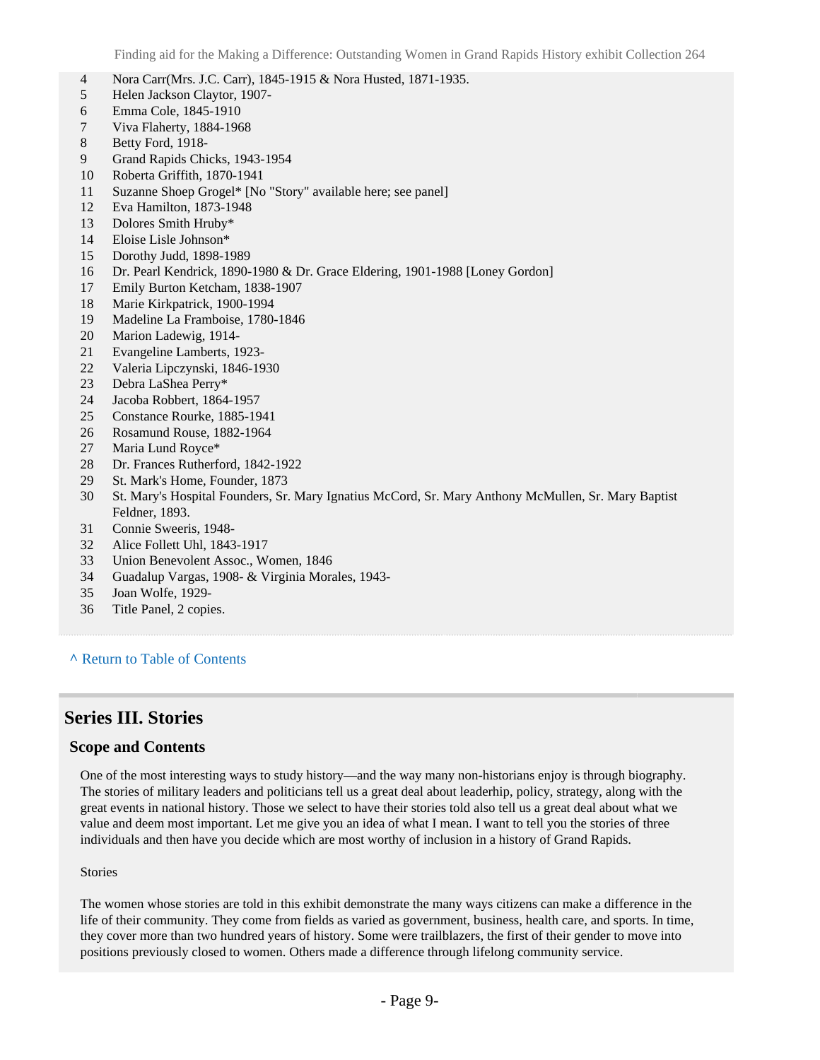| | |
|---|---|
| 4 | Nora Carr(Mrs. J.C. Carr), 1845-1915 & Nora Husted, 1871-1935. |
| 5 | Helen Jackson Claytor, 1907- |
| 6 | Emma Cole, 1845-1910 |
| 7 | Viva Flaherty, 1884-1968 |
| 8 | Betty Ford, 1918- |
| 9 | Grand Rapids Chicks, 1943-1954 |
| 10 | Roberta Griffith, 1870-1941 |
| 11 | Suzanne Shoep Grogel* [No "Story" available here; see panel] |
| 12 | Eva Hamilton, 1873-1948 |
| 13 | Dolores Smith Hruby* |
| 14 | Eloise Lisle Johnson* |
| 15 | Dorothy Judd, 1898-1989 |
| 16 | Dr. Pearl Kendrick, 1890-1980 & Dr. Grace Eldering, 1901-1988 [Loney Gordon] |
| 17 | Emily Burton Ketcham, 1838-1907 |
| 18 | Marie Kirkpatrick, 1900-1994 |
| 19 | Madeline La Framboise, 1780-1846 |
| 20 | Marion Ladewig, 1914- |
| 21 | Evangeline Lamberts, 1923- |
| 22 | Valeria Lipczynski, 1846-1930 |
| 23 | Debra LaShea Perry* |
| 24 | Jacoba Robbert, 1864-1957 |
| 25 | Constance Rourke, 1885-1941 |
| 26 | Rosamund Rouse, 1882-1964 |
| 27 | Maria Lund Royce* |
| 28 | Dr. Frances Rutherford, 1842-1922 |
| 29 | St. Mark's Home, Founder, 1873 |
| 30 | St. Mary's Hospital Founders, Sr. Mary Ignatius McCord, Sr. Mary Anthony McMullen, Sr. Mary Baptist Feldner, 1893. |
| 31 | Connie Sweeris, 1948- |
| 32 | Alice Follett Uhl, 1843-1917 |
| 33 | Union Benevolent Assoc., Women, 1846 |
| 34 | Guadalup Vargas, 1908- & Virginia Morales, 1943- |
| 35 | Joan Wolfe, 1929- |
| 36 | Title Panel, 2 copies. |

^ Return to Table of Contents

## Series III. Stories

### Scope and Contents

One of the most interesting ways to study history—and the way many non-historians enjoy is through biography. The stories of military leaders and politicians tell us a great deal about leaderhip, policy, strategy, along with the great events in national history. Those we select to have their stories told also tell us a great deal about what we value and deem most important. Let me give you an idea of what I mean. I want to tell you the stories of three individuals and then have you decide which are most worthy of inclusion in a history of Grand Rapids.

Stories

The women whose stories are told in this exhibit demonstrate the many ways citizens can make a difference in the life of their community. They come from fields as varied as government, business, health care, and sports. In time, they cover more than two hundred years of history. Some were trailblazers, the first of their gender to move into positions previously closed to women. Others made a difference through lifelong community service.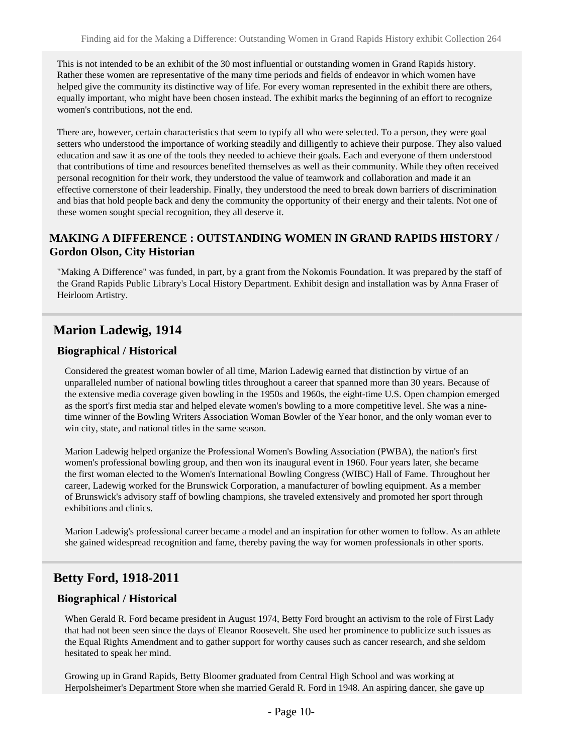This is not intended to be an exhibit of the 30 most influential or outstanding women in Grand Rapids history. Rather these women are representative of the many time periods and fields of endeavor in which women have helped give the community its distinctive way of life. For every woman represented in the exhibit there are others, equally important, who might have been chosen instead. The exhibit marks the beginning of an effort to recognize women's contributions, not the end.

There are, however, certain characteristics that seem to typify all who were selected. To a person, they were goal setters who understood the importance of working steadily and dilligently to achieve their purpose. They also valued education and saw it as one of the tools they needed to achieve their goals. Each and everyone of them understood that contributions of time and resources benefited themselves as well as their community. While they often received personal recognition for their work, they understood the value of teamwork and collaboration and made it an effective cornerstone of their leadership. Finally, they understood the need to break down barriers of discrimination and bias that hold people back and deny the community the opportunity of their energy and their talents. Not one of these women sought special recognition, they all deserve it.

### MAKING A DIFFERENCE : OUTSTANDING WOMEN IN GRAND RAPIDS HISTORY / Gordon Olson, City Historian

"Making A Difference" was funded, in part, by a grant from the Nokomis Foundation. It was prepared by the staff of the Grand Rapids Public Library's Local History Department. Exhibit design and installation was by Anna Fraser of Heirloom Artistry.

## Marion Ladewig, 1914

### Biographical / Historical

Considered the greatest woman bowler of all time, Marion Ladewig earned that distinction by virtue of an unparalleled number of national bowling titles throughout a career that spanned more than 30 years. Because of the extensive media coverage given bowling in the 1950s and 1960s, the eight-time U.S. Open champion emerged as the sport's first media star and helped elevate women's bowling to a more competitive level. She was a nine-time winner of the Bowling Writers Association Woman Bowler of the Year honor, and the only woman ever to win city, state, and national titles in the same season.

Marion Ladewig helped organize the Professional Women's Bowling Association (PWBA), the nation's first women's professional bowling group, and then won its inaugural event in 1960. Four years later, she became the first woman elected to the Women's International Bowling Congress (WIBC) Hall of Fame. Throughout her career, Ladewig worked for the Brunswick Corporation, a manufacturer of bowling equipment. As a member of Brunswick's advisory staff of bowling champions, she traveled extensively and promoted her sport through exhibitions and clinics.

Marion Ladewig's professional career became a model and an inspiration for other women to follow. As an athlete she gained widespread recognition and fame, thereby paving the way for women professionals in other sports.

## Betty Ford, 1918-2011

### Biographical / Historical

When Gerald R. Ford became president in August 1974, Betty Ford brought an activism to the role of First Lady that had not been seen since the days of Eleanor Roosevelt. She used her prominence to publicize such issues as the Equal Rights Amendment and to gather support for worthy causes such as cancer research, and she seldom hesitated to speak her mind.

Growing up in Grand Rapids, Betty Bloomer graduated from Central High School and was working at Herpolsheimer's Department Store when she married Gerald R. Ford in 1948. An aspiring dancer, she gave up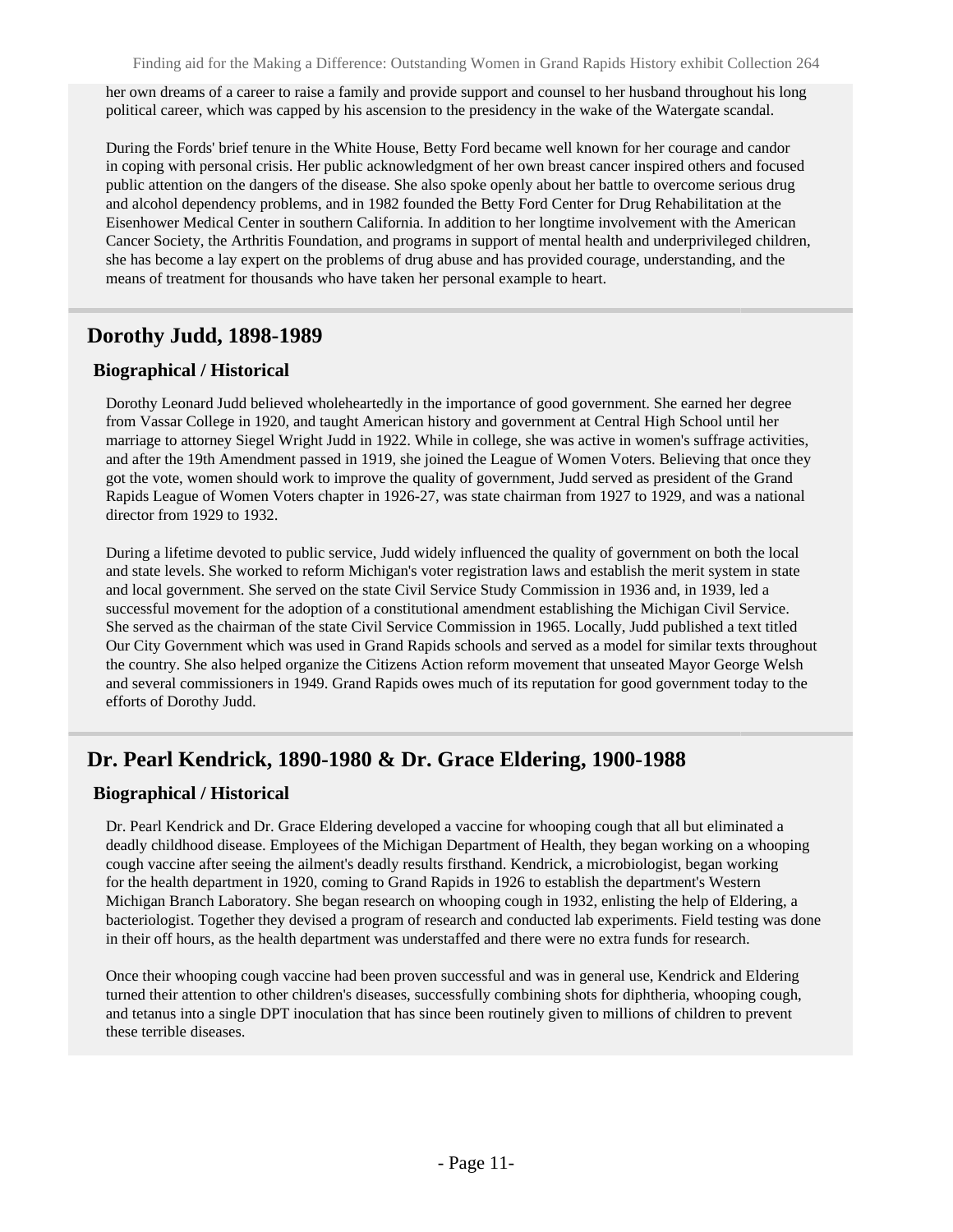her own dreams of a career to raise a family and provide support and counsel to her husband throughout his long political career, which was capped by his ascension to the presidency in the wake of the Watergate scandal.

During the Fords' brief tenure in the White House, Betty Ford became well known for her courage and candor in coping with personal crisis. Her public acknowledgment of her own breast cancer inspired others and focused public attention on the dangers of the disease. She also spoke openly about her battle to overcome serious drug and alcohol dependency problems, and in 1982 founded the Betty Ford Center for Drug Rehabilitation at the Eisenhower Medical Center in southern California. In addition to her longtime involvement with the American Cancer Society, the Arthritis Foundation, and programs in support of mental health and underprivileged children, she has become a lay expert on the problems of drug abuse and has provided courage, understanding, and the means of treatment for thousands who have taken her personal example to heart.

## Dorothy Judd, 1898-1989

### Biographical / Historical

Dorothy Leonard Judd believed wholeheartedly in the importance of good government. She earned her degree from Vassar College in 1920, and taught American history and government at Central High School until her marriage to attorney Siegel Wright Judd in 1922. While in college, she was active in women's suffrage activities, and after the 19th Amendment passed in 1919, she joined the League of Women Voters. Believing that once they got the vote, women should work to improve the quality of government, Judd served as president of the Grand Rapids League of Women Voters chapter in 1926-27, was state chairman from 1927 to 1929, and was a national director from 1929 to 1932.

During a lifetime devoted to public service, Judd widely influenced the quality of government on both the local and state levels. She worked to reform Michigan's voter registration laws and establish the merit system in state and local government. She served on the state Civil Service Study Commission in 1936 and, in 1939, led a successful movement for the adoption of a constitutional amendment establishing the Michigan Civil Service. She served as the chairman of the state Civil Service Commission in 1965. Locally, Judd published a text titled Our City Government which was used in Grand Rapids schools and served as a model for similar texts throughout the country. She also helped organize the Citizens Action reform movement that unseated Mayor George Welsh and several commissioners in 1949. Grand Rapids owes much of its reputation for good government today to the efforts of Dorothy Judd.

## Dr. Pearl Kendrick, 1890-1980 & Dr. Grace Eldering, 1900-1988

### Biographical / Historical

Dr. Pearl Kendrick and Dr. Grace Eldering developed a vaccine for whooping cough that all but eliminated a deadly childhood disease. Employees of the Michigan Department of Health, they began working on a whooping cough vaccine after seeing the ailment's deadly results firsthand. Kendrick, a microbiologist, began working for the health department in 1920, coming to Grand Rapids in 1926 to establish the department's Western Michigan Branch Laboratory. She began research on whooping cough in 1932, enlisting the help of Eldering, a bacteriologist. Together they devised a program of research and conducted lab experiments. Field testing was done in their off hours, as the health department was understaffed and there were no extra funds for research.

Once their whooping cough vaccine had been proven successful and was in general use, Kendrick and Eldering turned their attention to other children's diseases, successfully combining shots for diphtheria, whooping cough, and tetanus into a single DPT inoculation that has since been routinely given to millions of children to prevent these terrible diseases.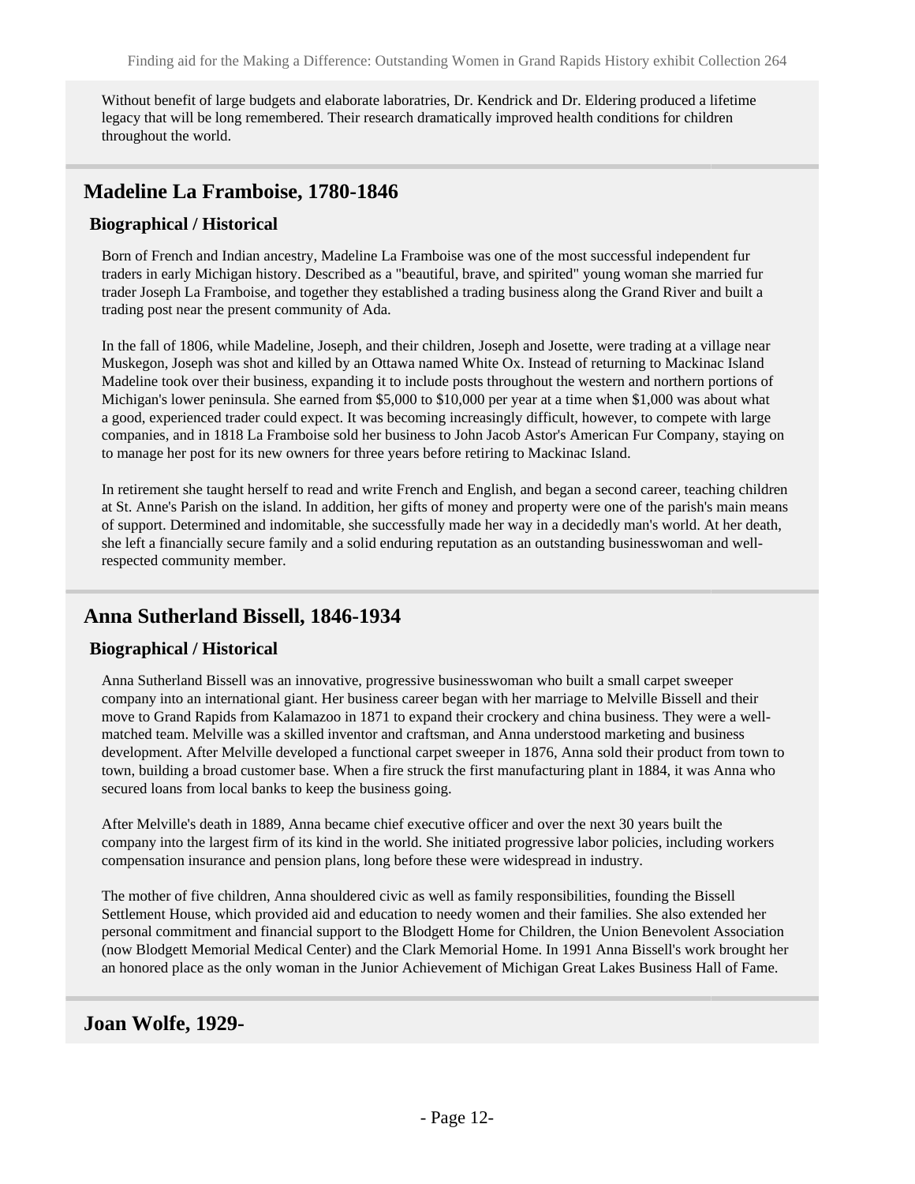Without benefit of large budgets and elaborate laboratries, Dr. Kendrick and Dr. Eldering produced a lifetime legacy that will be long remembered. Their research dramatically improved health conditions for children throughout the world.

## Madeline La Framboise, 1780-1846

### Biographical / Historical

Born of French and Indian ancestry, Madeline La Framboise was one of the most successful independent fur traders in early Michigan history. Described as a "beautiful, brave, and spirited" young woman she married fur trader Joseph La Framboise, and together they established a trading business along the Grand River and built a trading post near the present community of Ada.

In the fall of 1806, while Madeline, Joseph, and their children, Joseph and Josette, were trading at a village near Muskegon, Joseph was shot and killed by an Ottawa named White Ox. Instead of returning to Mackinac Island Madeline took over their business, expanding it to include posts throughout the western and northern portions of Michigan's lower peninsula. She earned from $5,000 to $10,000 per year at a time when $1,000 was about what a good, experienced trader could expect. It was becoming increasingly difficult, however, to compete with large companies, and in 1818 La Framboise sold her business to John Jacob Astor's American Fur Company, staying on to manage her post for its new owners for three years before retiring to Mackinac Island.

In retirement she taught herself to read and write French and English, and began a second career, teaching children at St. Anne's Parish on the island. In addition, her gifts of money and property were one of the parish's main means of support. Determined and indomitable, she successfully made her way in a decidedly man's world. At her death, she left a financially secure family and a solid enduring reputation as an outstanding businesswoman and well-respected community member.

## Anna Sutherland Bissell, 1846-1934

### Biographical / Historical

Anna Sutherland Bissell was an innovative, progressive businesswoman who built a small carpet sweeper company into an international giant. Her business career began with her marriage to Melville Bissell and their move to Grand Rapids from Kalamazoo in 1871 to expand their crockery and china business. They were a well-matched team. Melville was a skilled inventor and craftsman, and Anna understood marketing and business development. After Melville developed a functional carpet sweeper in 1876, Anna sold their product from town to town, building a broad customer base. When a fire struck the first manufacturing plant in 1884, it was Anna who secured loans from local banks to keep the business going.

After Melville's death in 1889, Anna became chief executive officer and over the next 30 years built the company into the largest firm of its kind in the world. She initiated progressive labor policies, including workers compensation insurance and pension plans, long before these were widespread in industry.

The mother of five children, Anna shouldered civic as well as family responsibilities, founding the Bissell Settlement House, which provided aid and education to needy women and their families. She also extended her personal commitment and financial support to the Blodgett Home for Children, the Union Benevolent Association (now Blodgett Memorial Medical Center) and the Clark Memorial Home. In 1991 Anna Bissell's work brought her an honored place as the only woman in the Junior Achievement of Michigan Great Lakes Business Hall of Fame.

## Joan Wolfe, 1929-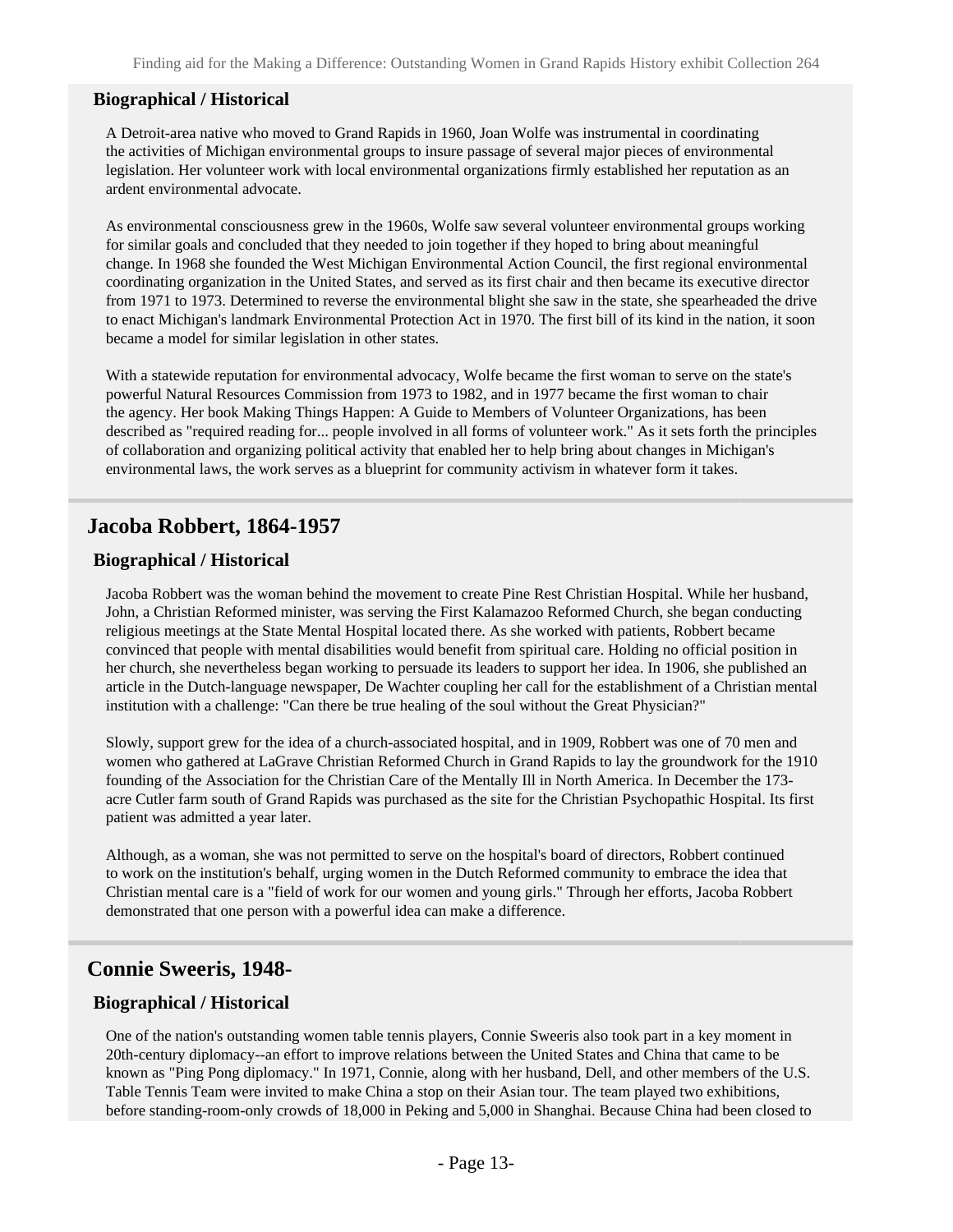### Biographical / Historical

A Detroit-area native who moved to Grand Rapids in 1960, Joan Wolfe was instrumental in coordinating the activities of Michigan environmental groups to insure passage of several major pieces of environmental legislation. Her volunteer work with local environmental organizations firmly established her reputation as an ardent environmental advocate.

As environmental consciousness grew in the 1960s, Wolfe saw several volunteer environmental groups working for similar goals and concluded that they needed to join together if they hoped to bring about meaningful change. In 1968 she founded the West Michigan Environmental Action Council, the first regional environmental coordinating organization in the United States, and served as its first chair and then became its executive director from 1971 to 1973. Determined to reverse the environmental blight she saw in the state, she spearheaded the drive to enact Michigan's landmark Environmental Protection Act in 1970. The first bill of its kind in the nation, it soon became a model for similar legislation in other states.

With a statewide reputation for environmental advocacy, Wolfe became the first woman to serve on the state's powerful Natural Resources Commission from 1973 to 1982, and in 1977 became the first woman to chair the agency. Her book Making Things Happen: A Guide to Members of Volunteer Organizations, has been described as "required reading for... people involved in all forms of volunteer work." As it sets forth the principles of collaboration and organizing political activity that enabled her to help bring about changes in Michigan's environmental laws, the work serves as a blueprint for community activism in whatever form it takes.

## Jacoba Robbert, 1864-1957

### Biographical / Historical

Jacoba Robbert was the woman behind the movement to create Pine Rest Christian Hospital. While her husband, John, a Christian Reformed minister, was serving the First Kalamazoo Reformed Church, she began conducting religious meetings at the State Mental Hospital located there. As she worked with patients, Robbert became convinced that people with mental disabilities would benefit from spiritual care. Holding no official position in her church, she nevertheless began working to persuade its leaders to support her idea. In 1906, she published an article in the Dutch-language newspaper, De Wachter coupling her call for the establishment of a Christian mental institution with a challenge: "Can there be true healing of the soul without the Great Physician?"

Slowly, support grew for the idea of a church-associated hospital, and in 1909, Robbert was one of 70 men and women who gathered at LaGrave Christian Reformed Church in Grand Rapids to lay the groundwork for the 1910 founding of the Association for the Christian Care of the Mentally Ill in North America. In December the 173-acre Cutler farm south of Grand Rapids was purchased as the site for the Christian Psychopathic Hospital. Its first patient was admitted a year later.

Although, as a woman, she was not permitted to serve on the hospital's board of directors, Robbert continued to work on the institution's behalf, urging women in the Dutch Reformed community to embrace the idea that Christian mental care is a "field of work for our women and young girls." Through her efforts, Jacoba Robbert demonstrated that one person with a powerful idea can make a difference.

## Connie Sweeris, 1948-

### Biographical / Historical

One of the nation's outstanding women table tennis players, Connie Sweeris also took part in a key moment in 20th-century diplomacy--an effort to improve relations between the United States and China that came to be known as "Ping Pong diplomacy." In 1971, Connie, along with her husband, Dell, and other members of the U.S. Table Tennis Team were invited to make China a stop on their Asian tour. The team played two exhibitions, before standing-room-only crowds of 18,000 in Peking and 5,000 in Shanghai. Because China had been closed to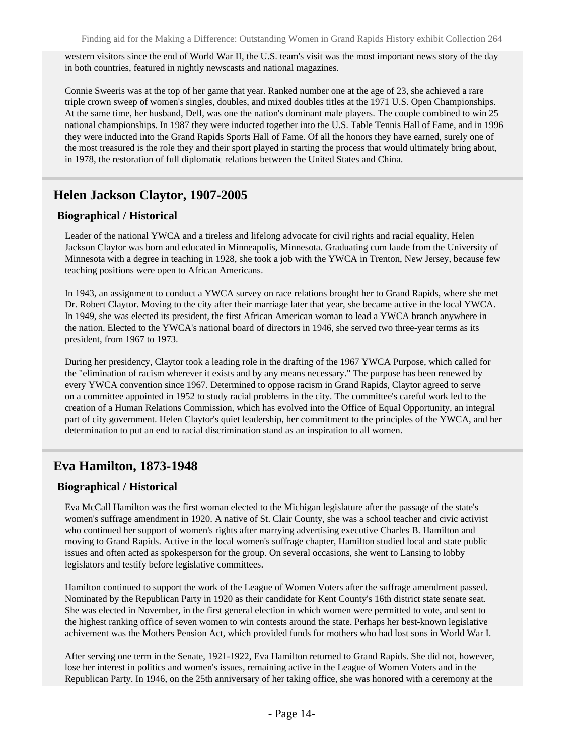western visitors since the end of World War II, the U.S. team's visit was the most important news story of the day in both countries, featured in nightly newscasts and national magazines.

Connie Sweeris was at the top of her game that year. Ranked number one at the age of 23, she achieved a rare triple crown sweep of women's singles, doubles, and mixed doubles titles at the 1971 U.S. Open Championships. At the same time, her husband, Dell, was one the nation's dominant male players. The couple combined to win 25 national championships. In 1987 they were inducted together into the U.S. Table Tennis Hall of Fame, and in 1996 they were inducted into the Grand Rapids Sports Hall of Fame. Of all the honors they have earned, surely one of the most treasured is the role they and their sport played in starting the process that would ultimately bring about, in 1978, the restoration of full diplomatic relations between the United States and China.

## Helen Jackson Claytor, 1907-2005

### Biographical / Historical

Leader of the national YWCA and a tireless and lifelong advocate for civil rights and racial equality, Helen Jackson Claytor was born and educated in Minneapolis, Minnesota. Graduating cum laude from the University of Minnesota with a degree in teaching in 1928, she took a job with the YWCA in Trenton, New Jersey, because few teaching positions were open to African Americans.

In 1943, an assignment to conduct a YWCA survey on race relations brought her to Grand Rapids, where she met Dr. Robert Claytor. Moving to the city after their marriage later that year, she became active in the local YWCA. In 1949, she was elected its president, the first African American woman to lead a YWCA branch anywhere in the nation. Elected to the YWCA's national board of directors in 1946, she served two three-year terms as its president, from 1967 to 1973.

During her presidency, Claytor took a leading role in the drafting of the 1967 YWCA Purpose, which called for the "elimination of racism wherever it exists and by any means necessary." The purpose has been renewed by every YWCA convention since 1967. Determined to oppose racism in Grand Rapids, Claytor agreed to serve on a committee appointed in 1952 to study racial problems in the city. The committee's careful work led to the creation of a Human Relations Commission, which has evolved into the Office of Equal Opportunity, an integral part of city government. Helen Claytor's quiet leadership, her commitment to the principles of the YWCA, and her determination to put an end to racial discrimination stand as an inspiration to all women.

## Eva Hamilton, 1873-1948

### Biographical / Historical

Eva McCall Hamilton was the first woman elected to the Michigan legislature after the passage of the state's women's suffrage amendment in 1920. A native of St. Clair County, she was a school teacher and civic activist who continued her support of women's rights after marrying advertising executive Charles B. Hamilton and moving to Grand Rapids. Active in the local women's suffrage chapter, Hamilton studied local and state public issues and often acted as spokesperson for the group. On several occasions, she went to Lansing to lobby legislators and testify before legislative committees.

Hamilton continued to support the work of the League of Women Voters after the suffrage amendment passed. Nominated by the Republican Party in 1920 as their candidate for Kent County's 16th district state senate seat. She was elected in November, in the first general election in which women were permitted to vote, and sent to the highest ranking office of seven women to win contests around the state. Perhaps her best-known legislative achivement was the Mothers Pension Act, which provided funds for mothers who had lost sons in World War I.

After serving one term in the Senate, 1921-1922, Eva Hamilton returned to Grand Rapids. She did not, however, lose her interest in politics and women's issues, remaining active in the League of Women Voters and in the Republican Party. In 1946, on the 25th anniversary of her taking office, she was honored with a ceremony at the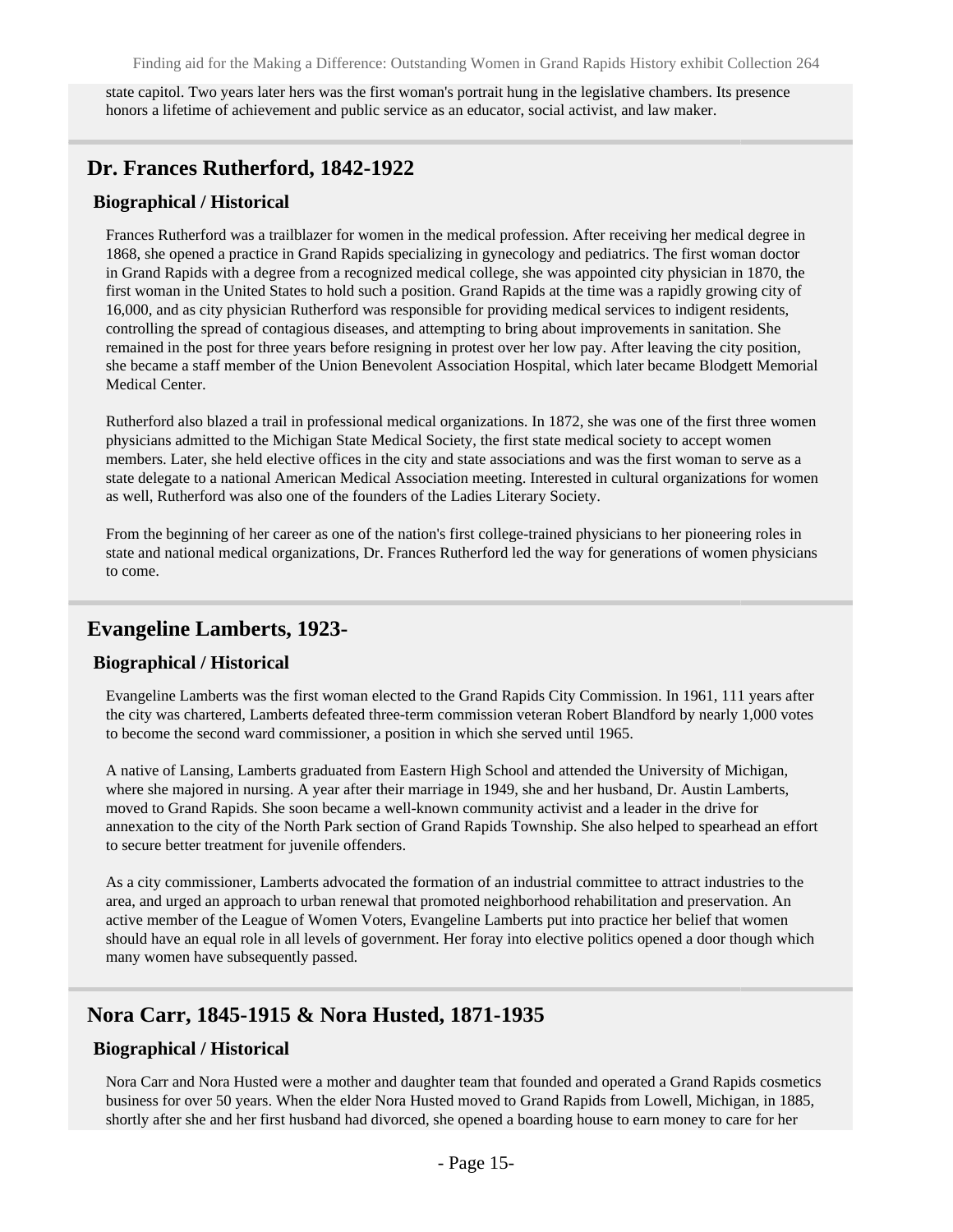state capitol. Two years later hers was the first woman's portrait hung in the legislative chambers. Its presence honors a lifetime of achievement and public service as an educator, social activist, and law maker.

## Dr. Frances Rutherford, 1842-1922

### Biographical / Historical

Frances Rutherford was a trailblazer for women in the medical profession. After receiving her medical degree in 1868, she opened a practice in Grand Rapids specializing in gynecology and pediatrics. The first woman doctor in Grand Rapids with a degree from a recognized medical college, she was appointed city physician in 1870, the first woman in the United States to hold such a position. Grand Rapids at the time was a rapidly growing city of 16,000, and as city physician Rutherford was responsible for providing medical services to indigent residents, controlling the spread of contagious diseases, and attempting to bring about improvements in sanitation. She remained in the post for three years before resigning in protest over her low pay. After leaving the city position, she became a staff member of the Union Benevolent Association Hospital, which later became Blodgett Memorial Medical Center.

Rutherford also blazed a trail in professional medical organizations. In 1872, she was one of the first three women physicians admitted to the Michigan State Medical Society, the first state medical society to accept women members. Later, she held elective offices in the city and state associations and was the first woman to serve as a state delegate to a national American Medical Association meeting. Interested in cultural organizations for women as well, Rutherford was also one of the founders of the Ladies Literary Society.

From the beginning of her career as one of the nation's first college-trained physicians to her pioneering roles in state and national medical organizations, Dr. Frances Rutherford led the way for generations of women physicians to come.

## Evangeline Lamberts, 1923-

### Biographical / Historical

Evangeline Lamberts was the first woman elected to the Grand Rapids City Commission. In 1961, 111 years after the city was chartered, Lamberts defeated three-term commission veteran Robert Blandford by nearly 1,000 votes to become the second ward commissioner, a position in which she served until 1965.

A native of Lansing, Lamberts graduated from Eastern High School and attended the University of Michigan, where she majored in nursing. A year after their marriage in 1949, she and her husband, Dr. Austin Lamberts, moved to Grand Rapids. She soon became a well-known community activist and a leader in the drive for annexation to the city of the North Park section of Grand Rapids Township. She also helped to spearhead an effort to secure better treatment for juvenile offenders.

As a city commissioner, Lamberts advocated the formation of an industrial committee to attract industries to the area, and urged an approach to urban renewal that promoted neighborhood rehabilitation and preservation. An active member of the League of Women Voters, Evangeline Lamberts put into practice her belief that women should have an equal role in all levels of government. Her foray into elective politics opened a door though which many women have subsequently passed.

## Nora Carr, 1845-1915 & Nora Husted, 1871-1935

### Biographical / Historical

Nora Carr and Nora Husted were a mother and daughter team that founded and operated a Grand Rapids cosmetics business for over 50 years. When the elder Nora Husted moved to Grand Rapids from Lowell, Michigan, in 1885, shortly after she and her first husband had divorced, she opened a boarding house to earn money to care for her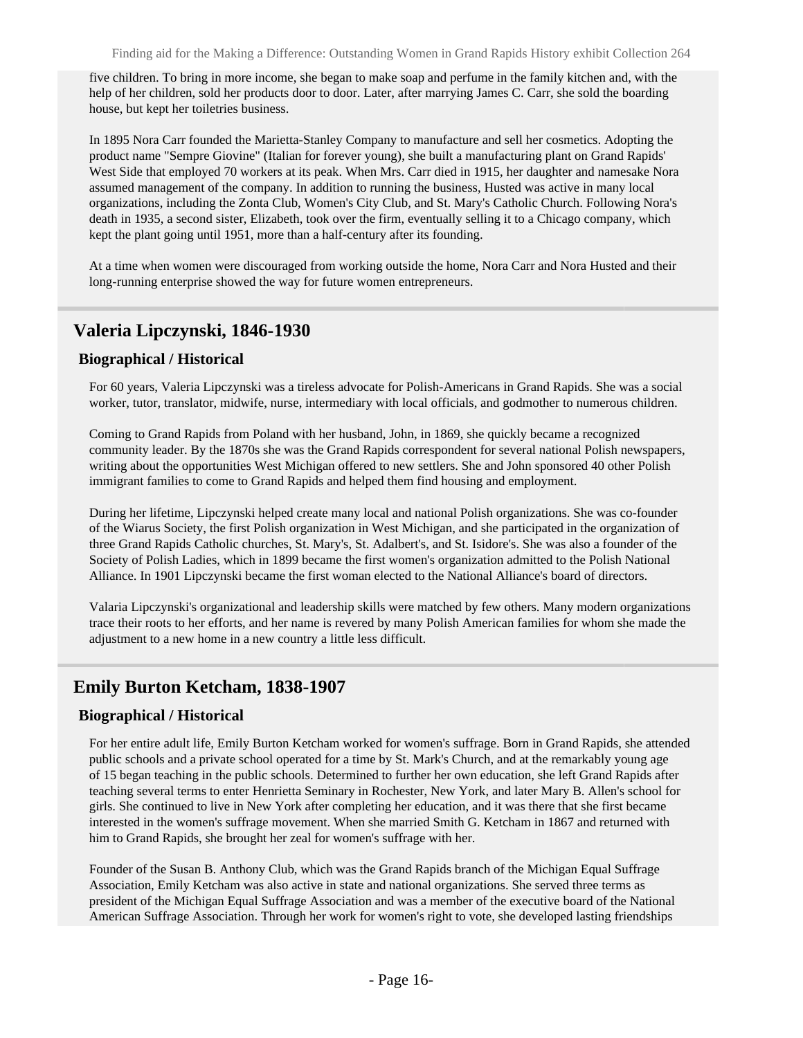five children. To bring in more income, she began to make soap and perfume in the family kitchen and, with the help of her children, sold her products door to door. Later, after marrying James C. Carr, she sold the boarding house, but kept her toiletries business.

In 1895 Nora Carr founded the Marietta-Stanley Company to manufacture and sell her cosmetics. Adopting the product name "Sempre Giovine" (Italian for forever young), she built a manufacturing plant on Grand Rapids' West Side that employed 70 workers at its peak. When Mrs. Carr died in 1915, her daughter and namesake Nora assumed management of the company. In addition to running the business, Husted was active in many local organizations, including the Zonta Club, Women's City Club, and St. Mary's Catholic Church. Following Nora's death in 1935, a second sister, Elizabeth, took over the firm, eventually selling it to a Chicago company, which kept the plant going until 1951, more than a half-century after its founding.

At a time when women were discouraged from working outside the home, Nora Carr and Nora Husted and their long-running enterprise showed the way for future women entrepreneurs.

## Valeria Lipczynski, 1846-1930

### Biographical / Historical

For 60 years, Valeria Lipczynski was a tireless advocate for Polish-Americans in Grand Rapids. She was a social worker, tutor, translator, midwife, nurse, intermediary with local officials, and godmother to numerous children.

Coming to Grand Rapids from Poland with her husband, John, in 1869, she quickly became a recognized community leader. By the 1870s she was the Grand Rapids correspondent for several national Polish newspapers, writing about the opportunities West Michigan offered to new settlers. She and John sponsored 40 other Polish immigrant families to come to Grand Rapids and helped them find housing and employment.

During her lifetime, Lipczynski helped create many local and national Polish organizations. She was co-founder of the Wiarus Society, the first Polish organization in West Michigan, and she participated in the organization of three Grand Rapids Catholic churches, St. Mary's, St. Adalbert's, and St. Isidore's. She was also a founder of the Society of Polish Ladies, which in 1899 became the first women's organization admitted to the Polish National Alliance. In 1901 Lipczynski became the first woman elected to the National Alliance's board of directors.

Valaria Lipczynski's organizational and leadership skills were matched by few others. Many modern organizations trace their roots to her efforts, and her name is revered by many Polish American families for whom she made the adjustment to a new home in a new country a little less difficult.

## Emily Burton Ketcham, 1838-1907

### Biographical / Historical

For her entire adult life, Emily Burton Ketcham worked for women's suffrage. Born in Grand Rapids, she attended public schools and a private school operated for a time by St. Mark's Church, and at the remarkably young age of 15 began teaching in the public schools. Determined to further her own education, she left Grand Rapids after teaching several terms to enter Henrietta Seminary in Rochester, New York, and later Mary B. Allen's school for girls. She continued to live in New York after completing her education, and it was there that she first became interested in the women's suffrage movement. When she married Smith G. Ketcham in 1867 and returned with him to Grand Rapids, she brought her zeal for women's suffrage with her.

Founder of the Susan B. Anthony Club, which was the Grand Rapids branch of the Michigan Equal Suffrage Association, Emily Ketcham was also active in state and national organizations. She served three terms as president of the Michigan Equal Suffrage Association and was a member of the executive board of the National American Suffrage Association. Through her work for women's right to vote, she developed lasting friendships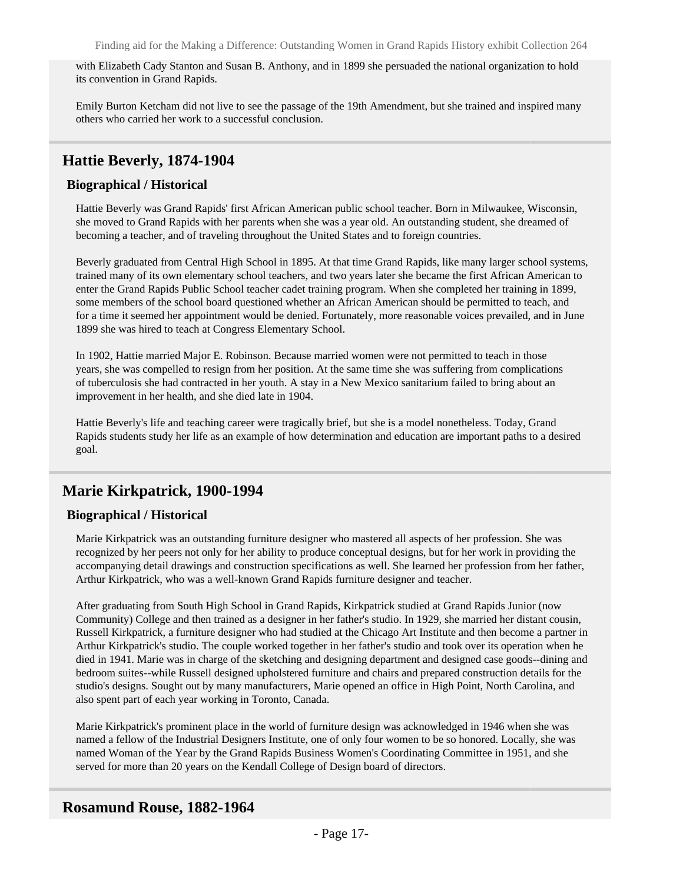with Elizabeth Cady Stanton and Susan B. Anthony, and in 1899 she persuaded the national organization to hold its convention in Grand Rapids.

Emily Burton Ketcham did not live to see the passage of the 19th Amendment, but she trained and inspired many others who carried her work to a successful conclusion.

## Hattie Beverly, 1874-1904

### Biographical / Historical

Hattie Beverly was Grand Rapids' first African American public school teacher. Born in Milwaukee, Wisconsin, she moved to Grand Rapids with her parents when she was a year old. An outstanding student, she dreamed of becoming a teacher, and of traveling throughout the United States and to foreign countries.

Beverly graduated from Central High School in 1895. At that time Grand Rapids, like many larger school systems, trained many of its own elementary school teachers, and two years later she became the first African American to enter the Grand Rapids Public School teacher cadet training program. When she completed her training in 1899, some members of the school board questioned whether an African American should be permitted to teach, and for a time it seemed her appointment would be denied. Fortunately, more reasonable voices prevailed, and in June 1899 she was hired to teach at Congress Elementary School.

In 1902, Hattie married Major E. Robinson. Because married women were not permitted to teach in those years, she was compelled to resign from her position. At the same time she was suffering from complications of tuberculosis she had contracted in her youth. A stay in a New Mexico sanitarium failed to bring about an improvement in her health, and she died late in 1904.

Hattie Beverly's life and teaching career were tragically brief, but she is a model nonetheless. Today, Grand Rapids students study her life as an example of how determination and education are important paths to a desired goal.

## Marie Kirkpatrick, 1900-1994

### Biographical / Historical

Marie Kirkpatrick was an outstanding furniture designer who mastered all aspects of her profession. She was recognized by her peers not only for her ability to produce conceptual designs, but for her work in providing the accompanying detail drawings and construction specifications as well. She learned her profession from her father, Arthur Kirkpatrick, who was a well-known Grand Rapids furniture designer and teacher.

After graduating from South High School in Grand Rapids, Kirkpatrick studied at Grand Rapids Junior (now Community) College and then trained as a designer in her father's studio. In 1929, she married her distant cousin, Russell Kirkpatrick, a furniture designer who had studied at the Chicago Art Institute and then become a partner in Arthur Kirkpatrick's studio. The couple worked together in her father's studio and took over its operation when he died in 1941. Marie was in charge of the sketching and designing department and designed case goods--dining and bedroom suites--while Russell designed upholstered furniture and chairs and prepared construction details for the studio's designs. Sought out by many manufacturers, Marie opened an office in High Point, North Carolina, and also spent part of each year working in Toronto, Canada.

Marie Kirkpatrick's prominent place in the world of furniture design was acknowledged in 1946 when she was named a fellow of the Industrial Designers Institute, one of only four women to be so honored. Locally, she was named Woman of the Year by the Grand Rapids Business Women's Coordinating Committee in 1951, and she served for more than 20 years on the Kendall College of Design board of directors.

## Rosamund Rouse, 1882-1964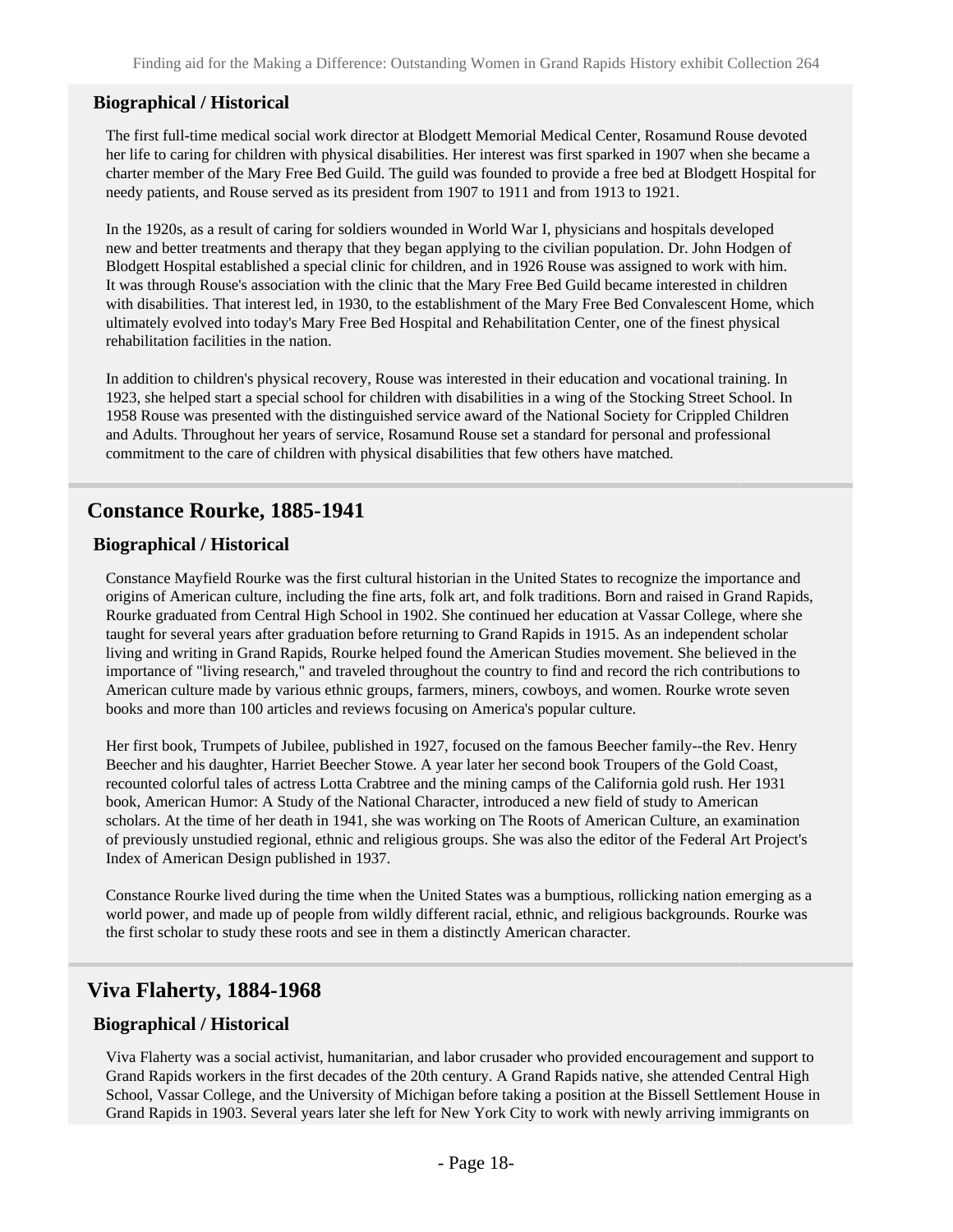### Biographical / Historical

The first full-time medical social work director at Blodgett Memorial Medical Center, Rosamund Rouse devoted her life to caring for children with physical disabilities. Her interest was first sparked in 1907 when she became a charter member of the Mary Free Bed Guild. The guild was founded to provide a free bed at Blodgett Hospital for needy patients, and Rouse served as its president from 1907 to 1911 and from 1913 to 1921.

In the 1920s, as a result of caring for soldiers wounded in World War I, physicians and hospitals developed new and better treatments and therapy that they began applying to the civilian population. Dr. John Hodgen of Blodgett Hospital established a special clinic for children, and in 1926 Rouse was assigned to work with him. It was through Rouse's association with the clinic that the Mary Free Bed Guild became interested in children with disabilities. That interest led, in 1930, to the establishment of the Mary Free Bed Convalescent Home, which ultimately evolved into today's Mary Free Bed Hospital and Rehabilitation Center, one of the finest physical rehabilitation facilities in the nation.

In addition to children's physical recovery, Rouse was interested in their education and vocational training. In 1923, she helped start a special school for children with disabilities in a wing of the Stocking Street School. In 1958 Rouse was presented with the distinguished service award of the National Society for Crippled Children and Adults. Throughout her years of service, Rosamund Rouse set a standard for personal and professional commitment to the care of children with physical disabilities that few others have matched.

## Constance Rourke, 1885-1941

### Biographical / Historical

Constance Mayfield Rourke was the first cultural historian in the United States to recognize the importance and origins of American culture, including the fine arts, folk art, and folk traditions. Born and raised in Grand Rapids, Rourke graduated from Central High School in 1902. She continued her education at Vassar College, where she taught for several years after graduation before returning to Grand Rapids in 1915. As an independent scholar living and writing in Grand Rapids, Rourke helped found the American Studies movement. She believed in the importance of "living research," and traveled throughout the country to find and record the rich contributions to American culture made by various ethnic groups, farmers, miners, cowboys, and women. Rourke wrote seven books and more than 100 articles and reviews focusing on America's popular culture.

Her first book, Trumpets of Jubilee, published in 1927, focused on the famous Beecher family--the Rev. Henry Beecher and his daughter, Harriet Beecher Stowe. A year later her second book Troupers of the Gold Coast, recounted colorful tales of actress Lotta Crabtree and the mining camps of the California gold rush. Her 1931 book, American Humor: A Study of the National Character, introduced a new field of study to American scholars. At the time of her death in 1941, she was working on The Roots of American Culture, an examination of previously unstudied regional, ethnic and religious groups. She was also the editor of the Federal Art Project's Index of American Design published in 1937.

Constance Rourke lived during the time when the United States was a bumptious, rollicking nation emerging as a world power, and made up of people from wildly different racial, ethnic, and religious backgrounds. Rourke was the first scholar to study these roots and see in them a distinctly American character.

## Viva Flaherty, 1884-1968

### Biographical / Historical

Viva Flaherty was a social activist, humanitarian, and labor crusader who provided encouragement and support to Grand Rapids workers in the first decades of the 20th century. A Grand Rapids native, she attended Central High School, Vassar College, and the University of Michigan before taking a position at the Bissell Settlement House in Grand Rapids in 1903. Several years later she left for New York City to work with newly arriving immigrants on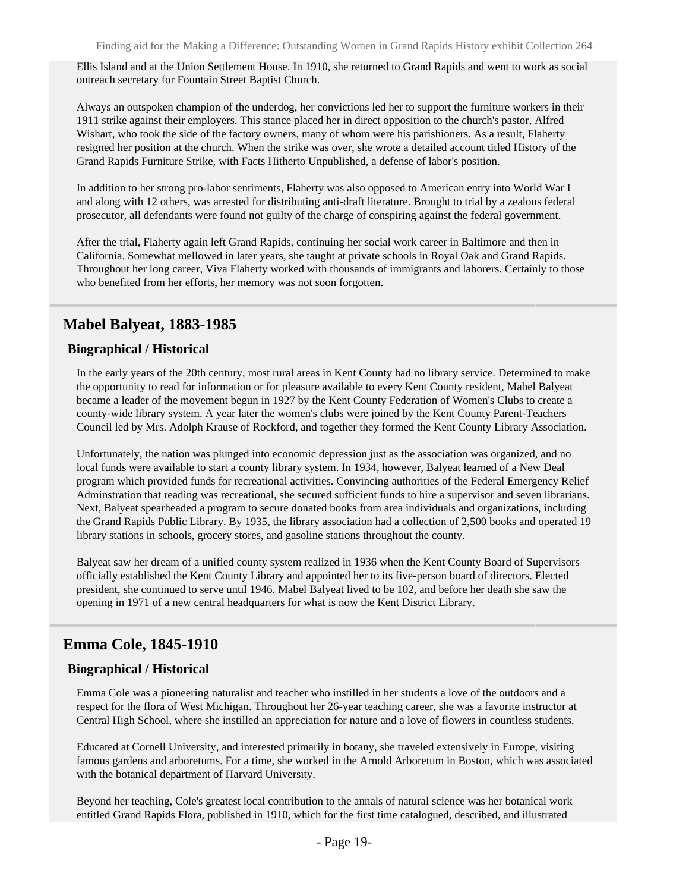Ellis Island and at the Union Settlement House. In 1910, she returned to Grand Rapids and went to work as social outreach secretary for Fountain Street Baptist Church.

Always an outspoken champion of the underdog, her convictions led her to support the furniture workers in their 1911 strike against their employers. This stance placed her in direct opposition to the church's pastor, Alfred Wishart, who took the side of the factory owners, many of whom were his parishioners. As a result, Flaherty resigned her position at the church. When the strike was over, she wrote a detailed account titled History of the Grand Rapids Furniture Strike, with Facts Hitherto Unpublished, a defense of labor's position.

In addition to her strong pro-labor sentiments, Flaherty was also opposed to American entry into World War I and along with 12 others, was arrested for distributing anti-draft literature. Brought to trial by a zealous federal prosecutor, all defendants were found not guilty of the charge of conspiring against the federal government.

After the trial, Flaherty again left Grand Rapids, continuing her social work career in Baltimore and then in California. Somewhat mellowed in later years, she taught at private schools in Royal Oak and Grand Rapids. Throughout her long career, Viva Flaherty worked with thousands of immigrants and laborers. Certainly to those who benefited from her efforts, her memory was not soon forgotten.

## Mabel Balyeat, 1883-1985

### Biographical / Historical

In the early years of the 20th century, most rural areas in Kent County had no library service. Determined to make the opportunity to read for information or for pleasure available to every Kent County resident, Mabel Balyeat became a leader of the movement begun in 1927 by the Kent County Federation of Women's Clubs to create a county-wide library system. A year later the women's clubs were joined by the Kent County Parent-Teachers Council led by Mrs. Adolph Krause of Rockford, and together they formed the Kent County Library Association.

Unfortunately, the nation was plunged into economic depression just as the association was organized, and no local funds were available to start a county library system. In 1934, however, Balyeat learned of a New Deal program which provided funds for recreational activities. Convincing authorities of the Federal Emergency Relief Adminstration that reading was recreational, she secured sufficient funds to hire a supervisor and seven librarians. Next, Balyeat spearheaded a program to secure donated books from area individuals and organizations, including the Grand Rapids Public Library. By 1935, the library association had a collection of 2,500 books and operated 19 library stations in schools, grocery stores, and gasoline stations throughout the county.

Balyeat saw her dream of a unified county system realized in 1936 when the Kent County Board of Supervisors officially established the Kent County Library and appointed her to its five-person board of directors. Elected president, she continued to serve until 1946. Mabel Balyeat lived to be 102, and before her death she saw the opening in 1971 of a new central headquarters for what is now the Kent District Library.

## Emma Cole, 1845-1910

### Biographical / Historical

Emma Cole was a pioneering naturalist and teacher who instilled in her students a love of the outdoors and a respect for the flora of West Michigan. Throughout her 26-year teaching career, she was a favorite instructor at Central High School, where she instilled an appreciation for nature and a love of flowers in countless students.

Educated at Cornell University, and interested primarily in botany, she traveled extensively in Europe, visiting famous gardens and arboretums. For a time, she worked in the Arnold Arboretum in Boston, which was associated with the botanical department of Harvard University.

Beyond her teaching, Cole's greatest local contribution to the annals of natural science was her botanical work entitled Grand Rapids Flora, published in 1910, which for the first time catalogued, described, and illustrated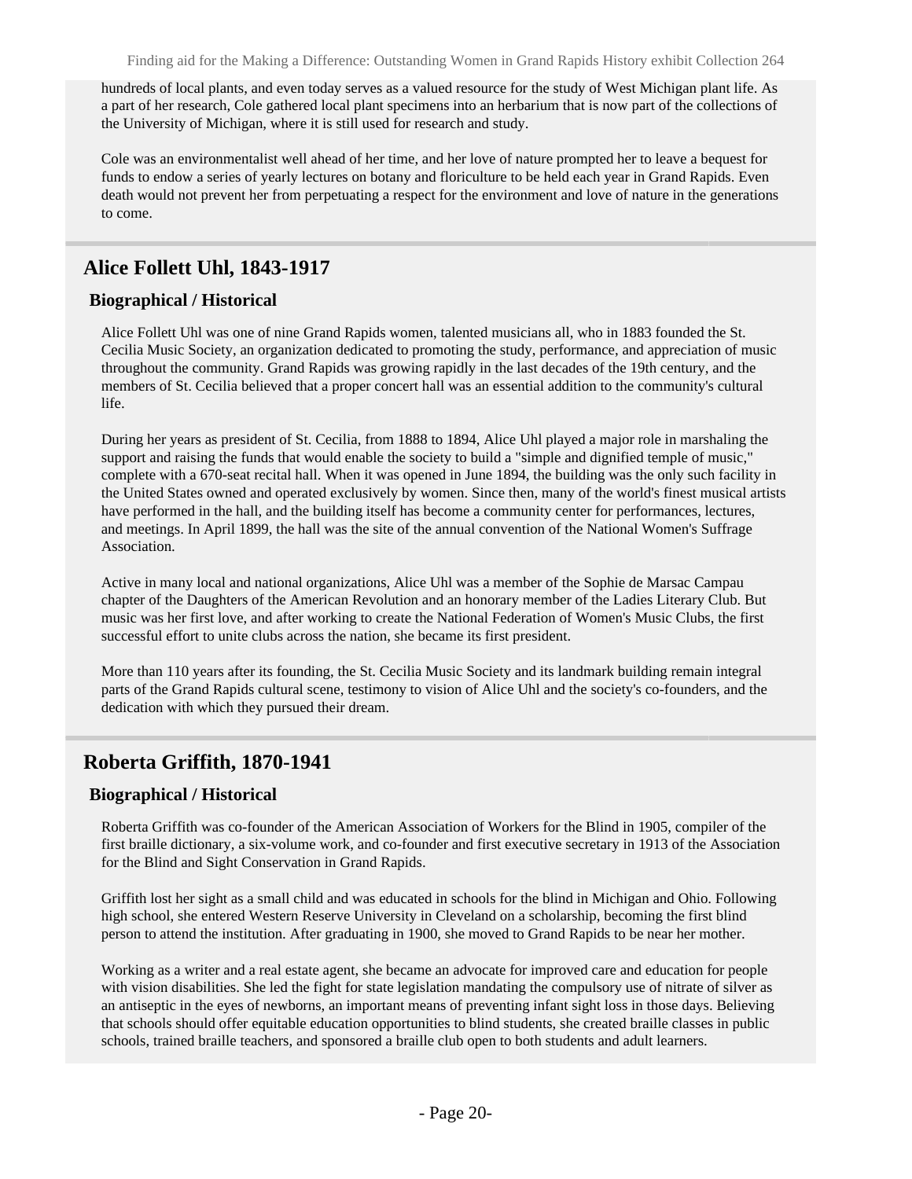hundreds of local plants, and even today serves as a valued resource for the study of West Michigan plant life. As a part of her research, Cole gathered local plant specimens into an herbarium that is now part of the collections of the University of Michigan, where it is still used for research and study.

Cole was an environmentalist well ahead of her time, and her love of nature prompted her to leave a bequest for funds to endow a series of yearly lectures on botany and floriculture to be held each year in Grand Rapids. Even death would not prevent her from perpetuating a respect for the environment and love of nature in the generations to come.

## Alice Follett Uhl, 1843-1917

### Biographical / Historical

Alice Follett Uhl was one of nine Grand Rapids women, talented musicians all, who in 1883 founded the St. Cecilia Music Society, an organization dedicated to promoting the study, performance, and appreciation of music throughout the community. Grand Rapids was growing rapidly in the last decades of the 19th century, and the members of St. Cecilia believed that a proper concert hall was an essential addition to the community's cultural life.

During her years as president of St. Cecilia, from 1888 to 1894, Alice Uhl played a major role in marshaling the support and raising the funds that would enable the society to build a "simple and dignified temple of music," complete with a 670-seat recital hall. When it was opened in June 1894, the building was the only such facility in the United States owned and operated exclusively by women. Since then, many of the world's finest musical artists have performed in the hall, and the building itself has become a community center for performances, lectures, and meetings. In April 1899, the hall was the site of the annual convention of the National Women's Suffrage Association.

Active in many local and national organizations, Alice Uhl was a member of the Sophie de Marsac Campau chapter of the Daughters of the American Revolution and an honorary member of the Ladies Literary Club. But music was her first love, and after working to create the National Federation of Women's Music Clubs, the first successful effort to unite clubs across the nation, she became its first president.

More than 110 years after its founding, the St. Cecilia Music Society and its landmark building remain integral parts of the Grand Rapids cultural scene, testimony to vision of Alice Uhl and the society's co-founders, and the dedication with which they pursued their dream.

## Roberta Griffith, 1870-1941

### Biographical / Historical

Roberta Griffith was co-founder of the American Association of Workers for the Blind in 1905, compiler of the first braille dictionary, a six-volume work, and co-founder and first executive secretary in 1913 of the Association for the Blind and Sight Conservation in Grand Rapids.

Griffith lost her sight as a small child and was educated in schools for the blind in Michigan and Ohio. Following high school, she entered Western Reserve University in Cleveland on a scholarship, becoming the first blind person to attend the institution. After graduating in 1900, she moved to Grand Rapids to be near her mother.

Working as a writer and a real estate agent, she became an advocate for improved care and education for people with vision disabilities. She led the fight for state legislation mandating the compulsory use of nitrate of silver as an antiseptic in the eyes of newborns, an important means of preventing infant sight loss in those days. Believing that schools should offer equitable education opportunities to blind students, she created braille classes in public schools, trained braille teachers, and sponsored a braille club open to both students and adult learners.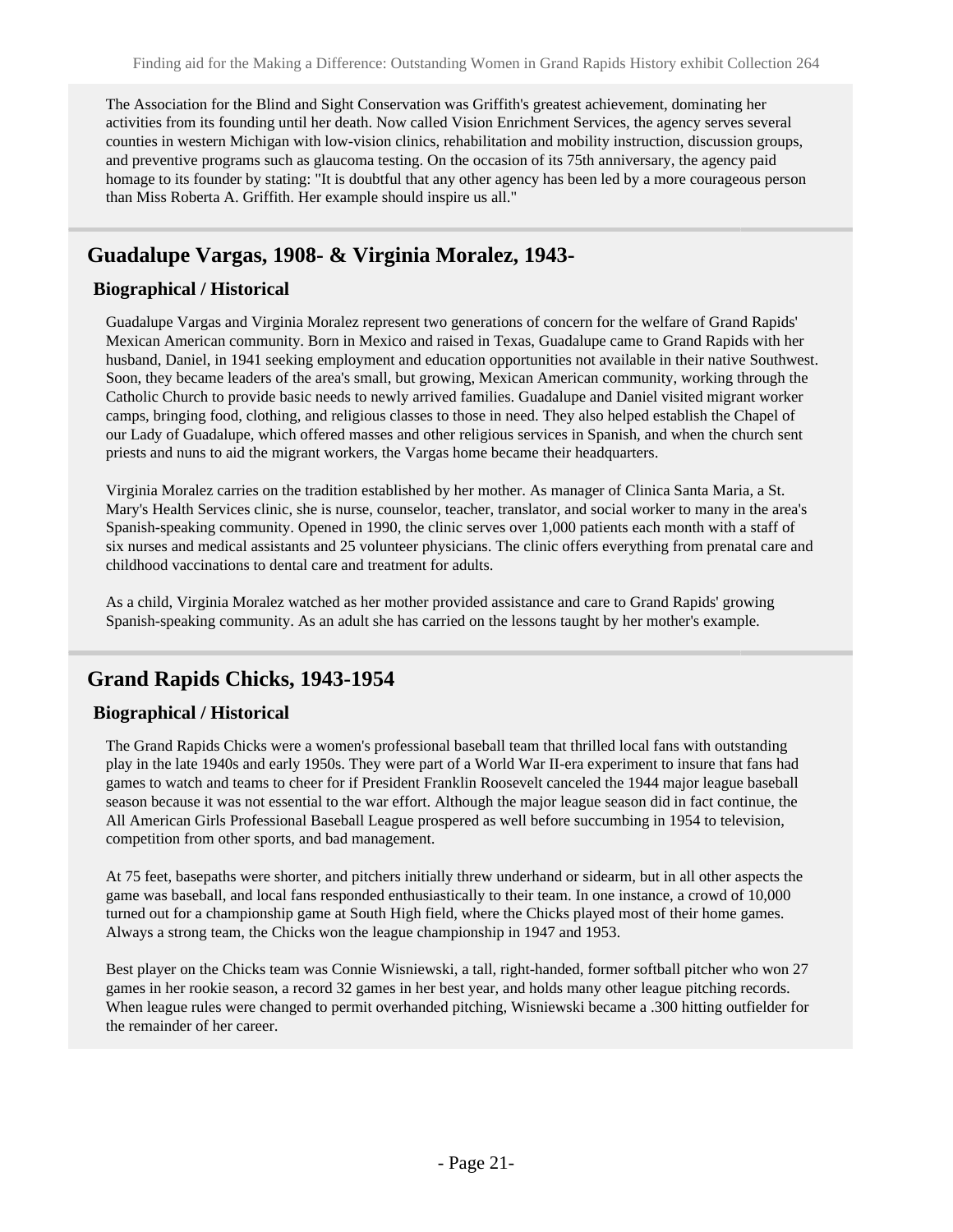The Association for the Blind and Sight Conservation was Griffith's greatest achievement, dominating her activities from its founding until her death. Now called Vision Enrichment Services, the agency serves several counties in western Michigan with low-vision clinics, rehabilitation and mobility instruction, discussion groups, and preventive programs such as glaucoma testing. On the occasion of its 75th anniversary, the agency paid homage to its founder by stating: "It is doubtful that any other agency has been led by a more courageous person than Miss Roberta A. Griffith. Her example should inspire us all."

## Guadalupe Vargas, 1908- & Virginia Moralez, 1943-

### Biographical / Historical

Guadalupe Vargas and Virginia Moralez represent two generations of concern for the welfare of Grand Rapids' Mexican American community. Born in Mexico and raised in Texas, Guadalupe came to Grand Rapids with her husband, Daniel, in 1941 seeking employment and education opportunities not available in their native Southwest. Soon, they became leaders of the area's small, but growing, Mexican American community, working through the Catholic Church to provide basic needs to newly arrived families. Guadalupe and Daniel visited migrant worker camps, bringing food, clothing, and religious classes to those in need. They also helped establish the Chapel of our Lady of Guadalupe, which offered masses and other religious services in Spanish, and when the church sent priests and nuns to aid the migrant workers, the Vargas home became their headquarters.

Virginia Moralez carries on the tradition established by her mother. As manager of Clinica Santa Maria, a St. Mary's Health Services clinic, she is nurse, counselor, teacher, translator, and social worker to many in the area's Spanish-speaking community. Opened in 1990, the clinic serves over 1,000 patients each month with a staff of six nurses and medical assistants and 25 volunteer physicians. The clinic offers everything from prenatal care and childhood vaccinations to dental care and treatment for adults.

As a child, Virginia Moralez watched as her mother provided assistance and care to Grand Rapids' growing Spanish-speaking community. As an adult she has carried on the lessons taught by her mother's example.

## Grand Rapids Chicks, 1943-1954

### Biographical / Historical

The Grand Rapids Chicks were a women's professional baseball team that thrilled local fans with outstanding play in the late 1940s and early 1950s. They were part of a World War II-era experiment to insure that fans had games to watch and teams to cheer for if President Franklin Roosevelt canceled the 1944 major league baseball season because it was not essential to the war effort. Although the major league season did in fact continue, the All American Girls Professional Baseball League prospered as well before succumbing in 1954 to television, competition from other sports, and bad management.

At 75 feet, basepaths were shorter, and pitchers initially threw underhand or sidearm, but in all other aspects the game was baseball, and local fans responded enthusiastically to their team. In one instance, a crowd of 10,000 turned out for a championship game at South High field, where the Chicks played most of their home games. Always a strong team, the Chicks won the league championship in 1947 and 1953.

Best player on the Chicks team was Connie Wisniewski, a tall, right-handed, former softball pitcher who won 27 games in her rookie season, a record 32 games in her best year, and holds many other league pitching records. When league rules were changed to permit overhanded pitching, Wisniewski became a .300 hitting outfielder for the remainder of her career.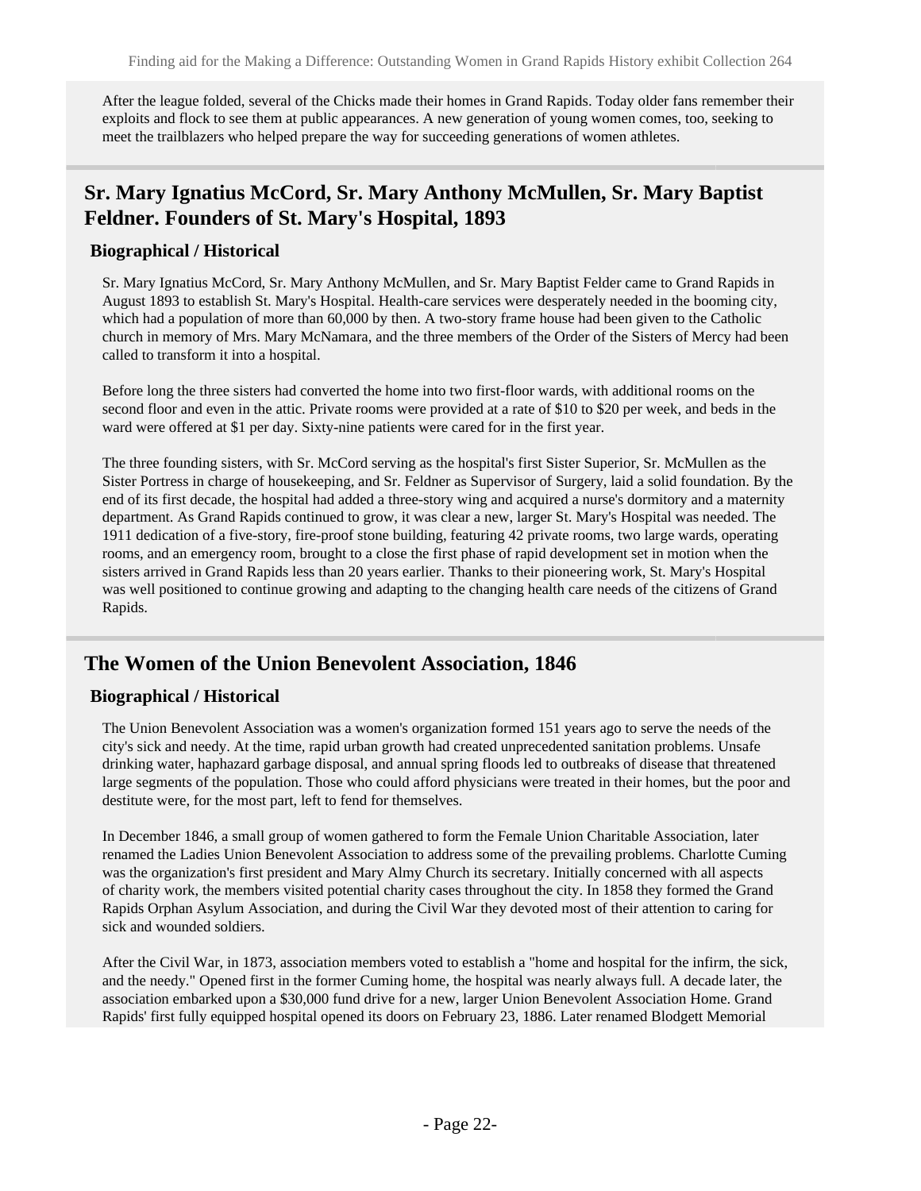After the league folded, several of the Chicks made their homes in Grand Rapids. Today older fans remember their exploits and flock to see them at public appearances. A new generation of young women comes, too, seeking to meet the trailblazers who helped prepare the way for succeeding generations of women athletes.

## Sr. Mary Ignatius McCord, Sr. Mary Anthony McMullen, Sr. Mary Baptist Feldner. Founders of St. Mary's Hospital, 1893

### Biographical / Historical

Sr. Mary Ignatius McCord, Sr. Mary Anthony McMullen, and Sr. Mary Baptist Felder came to Grand Rapids in August 1893 to establish St. Mary's Hospital. Health-care services were desperately needed in the booming city, which had a population of more than 60,000 by then. A two-story frame house had been given to the Catholic church in memory of Mrs. Mary McNamara, and the three members of the Order of the Sisters of Mercy had been called to transform it into a hospital.

Before long the three sisters had converted the home into two first-floor wards, with additional rooms on the second floor and even in the attic. Private rooms were provided at a rate of $10 to $20 per week, and beds in the ward were offered at $1 per day. Sixty-nine patients were cared for in the first year.

The three founding sisters, with Sr. McCord serving as the hospital's first Sister Superior, Sr. McMullen as the Sister Portress in charge of housekeeping, and Sr. Feldner as Supervisor of Surgery, laid a solid foundation. By the end of its first decade, the hospital had added a three-story wing and acquired a nurse's dormitory and a maternity department. As Grand Rapids continued to grow, it was clear a new, larger St. Mary's Hospital was needed. The 1911 dedication of a five-story, fire-proof stone building, featuring 42 private rooms, two large wards, operating rooms, and an emergency room, brought to a close the first phase of rapid development set in motion when the sisters arrived in Grand Rapids less than 20 years earlier. Thanks to their pioneering work, St. Mary's Hospital was well positioned to continue growing and adapting to the changing health care needs of the citizens of Grand Rapids.

## The Women of the Union Benevolent Association, 1846

### Biographical / Historical

The Union Benevolent Association was a women's organization formed 151 years ago to serve the needs of the city's sick and needy. At the time, rapid urban growth had created unprecedented sanitation problems. Unsafe drinking water, haphazard garbage disposal, and annual spring floods led to outbreaks of disease that threatened large segments of the population. Those who could afford physicians were treated in their homes, but the poor and destitute were, for the most part, left to fend for themselves.

In December 1846, a small group of women gathered to form the Female Union Charitable Association, later renamed the Ladies Union Benevolent Association to address some of the prevailing problems. Charlotte Cuming was the organization's first president and Mary Almy Church its secretary. Initially concerned with all aspects of charity work, the members visited potential charity cases throughout the city. In 1858 they formed the Grand Rapids Orphan Asylum Association, and during the Civil War they devoted most of their attention to caring for sick and wounded soldiers.

After the Civil War, in 1873, association members voted to establish a "home and hospital for the infirm, the sick, and the needy." Opened first in the former Cuming home, the hospital was nearly always full. A decade later, the association embarked upon a $30,000 fund drive for a new, larger Union Benevolent Association Home. Grand Rapids' first fully equipped hospital opened its doors on February 23, 1886. Later renamed Blodgett Memorial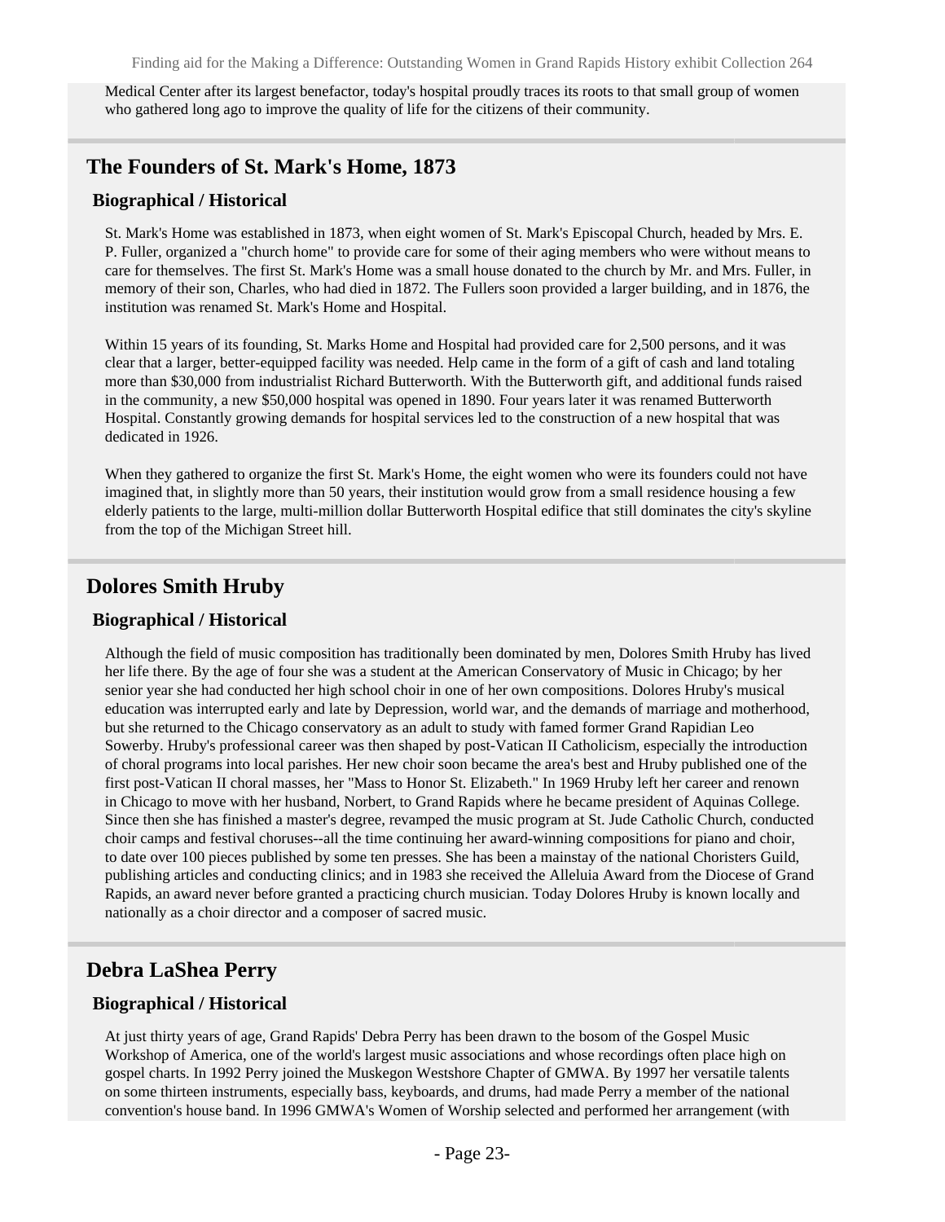Medical Center after its largest benefactor, today's hospital proudly traces its roots to that small group of women who gathered long ago to improve the quality of life for the citizens of their community.

## The Founders of St. Mark's Home, 1873

### Biographical / Historical

St. Mark's Home was established in 1873, when eight women of St. Mark's Episcopal Church, headed by Mrs. E. P. Fuller, organized a "church home" to provide care for some of their aging members who were without means to care for themselves. The first St. Mark's Home was a small house donated to the church by Mr. and Mrs. Fuller, in memory of their son, Charles, who had died in 1872. The Fullers soon provided a larger building, and in 1876, the institution was renamed St. Mark's Home and Hospital.

Within 15 years of its founding, St. Marks Home and Hospital had provided care for 2,500 persons, and it was clear that a larger, better-equipped facility was needed. Help came in the form of a gift of cash and land totaling more than $30,000 from industrialist Richard Butterworth. With the Butterworth gift, and additional funds raised in the community, a new $50,000 hospital was opened in 1890. Four years later it was renamed Butterworth Hospital. Constantly growing demands for hospital services led to the construction of a new hospital that was dedicated in 1926.

When they gathered to organize the first St. Mark's Home, the eight women who were its founders could not have imagined that, in slightly more than 50 years, their institution would grow from a small residence housing a few elderly patients to the large, multi-million dollar Butterworth Hospital edifice that still dominates the city's skyline from the top of the Michigan Street hill.

## Dolores Smith Hruby

### Biographical / Historical

Although the field of music composition has traditionally been dominated by men, Dolores Smith Hruby has lived her life there. By the age of four she was a student at the American Conservatory of Music in Chicago; by her senior year she had conducted her high school choir in one of her own compositions. Dolores Hruby's musical education was interrupted early and late by Depression, world war, and the demands of marriage and motherhood, but she returned to the Chicago conservatory as an adult to study with famed former Grand Rapidian Leo Sowerby. Hruby's professional career was then shaped by post-Vatican II Catholicism, especially the introduction of choral programs into local parishes. Her new choir soon became the area's best and Hruby published one of the first post-Vatican II choral masses, her "Mass to Honor St. Elizabeth." In 1969 Hruby left her career and renown in Chicago to move with her husband, Norbert, to Grand Rapids where he became president of Aquinas College. Since then she has finished a master's degree, revamped the music program at St. Jude Catholic Church, conducted choir camps and festival choruses--all the time continuing her award-winning compositions for piano and choir, to date over 100 pieces published by some ten presses. She has been a mainstay of the national Choristers Guild, publishing articles and conducting clinics; and in 1983 she received the Alleluia Award from the Diocese of Grand Rapids, an award never before granted a practicing church musician. Today Dolores Hruby is known locally and nationally as a choir director and a composer of sacred music.

## Debra LaShea Perry

### Biographical / Historical

At just thirty years of age, Grand Rapids' Debra Perry has been drawn to the bosom of the Gospel Music Workshop of America, one of the world's largest music associations and whose recordings often place high on gospel charts. In 1992 Perry joined the Muskegon Westshore Chapter of GMWA. By 1997 her versatile talents on some thirteen instruments, especially bass, keyboards, and drums, had made Perry a member of the national convention's house band. In 1996 GMWA's Women of Worship selected and performed her arrangement (with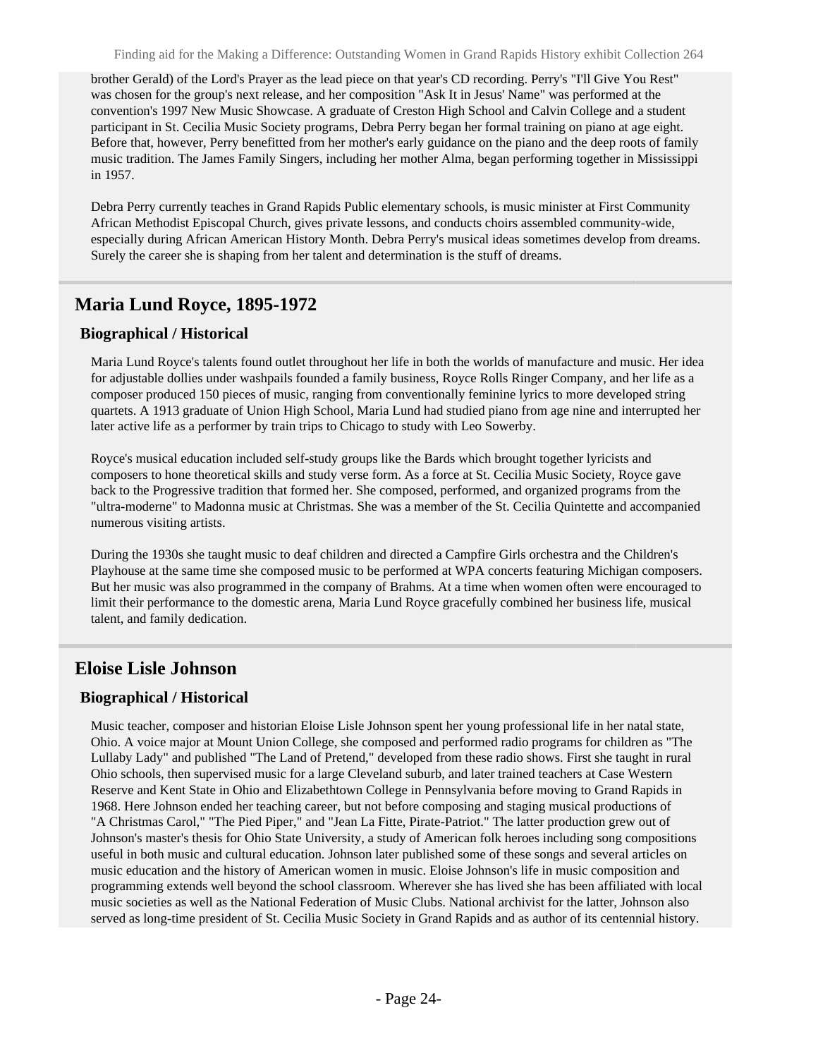brother Gerald) of the Lord's Prayer as the lead piece on that year's CD recording. Perry's "I'll Give You Rest" was chosen for the group's next release, and her composition "Ask It in Jesus' Name" was performed at the convention's 1997 New Music Showcase. A graduate of Creston High School and Calvin College and a student participant in St. Cecilia Music Society programs, Debra Perry began her formal training on piano at age eight. Before that, however, Perry benefitted from her mother's early guidance on the piano and the deep roots of family music tradition. The James Family Singers, including her mother Alma, began performing together in Mississippi in 1957.

Debra Perry currently teaches in Grand Rapids Public elementary schools, is music minister at First Community African Methodist Episcopal Church, gives private lessons, and conducts choirs assembled community-wide, especially during African American History Month. Debra Perry's musical ideas sometimes develop from dreams. Surely the career she is shaping from her talent and determination is the stuff of dreams.

## Maria Lund Royce, 1895-1972

### Biographical / Historical

Maria Lund Royce's talents found outlet throughout her life in both the worlds of manufacture and music. Her idea for adjustable dollies under washpails founded a family business, Royce Rolls Ringer Company, and her life as a composer produced 150 pieces of music, ranging from conventionally feminine lyrics to more developed string quartets. A 1913 graduate of Union High School, Maria Lund had studied piano from age nine and interrupted her later active life as a performer by train trips to Chicago to study with Leo Sowerby.

Royce's musical education included self-study groups like the Bards which brought together lyricists and composers to hone theoretical skills and study verse form. As a force at St. Cecilia Music Society, Royce gave back to the Progressive tradition that formed her. She composed, performed, and organized programs from the "ultra-moderne" to Madonna music at Christmas. She was a member of the St. Cecilia Quintette and accompanied numerous visiting artists.

During the 1930s she taught music to deaf children and directed a Campfire Girls orchestra and the Children's Playhouse at the same time she composed music to be performed at WPA concerts featuring Michigan composers. But her music was also programmed in the company of Brahms. At a time when women often were encouraged to limit their performance to the domestic arena, Maria Lund Royce gracefully combined her business life, musical talent, and family dedication.

## Eloise Lisle Johnson

### Biographical / Historical

Music teacher, composer and historian Eloise Lisle Johnson spent her young professional life in her natal state, Ohio. A voice major at Mount Union College, she composed and performed radio programs for children as "The Lullaby Lady" and published "The Land of Pretend," developed from these radio shows. First she taught in rural Ohio schools, then supervised music for a large Cleveland suburb, and later trained teachers at Case Western Reserve and Kent State in Ohio and Elizabethtown College in Pennsylvania before moving to Grand Rapids in 1968. Here Johnson ended her teaching career, but not before composing and staging musical productions of "A Christmas Carol," "The Pied Piper," and "Jean La Fitte, Pirate-Patriot." The latter production grew out of Johnson's master's thesis for Ohio State University, a study of American folk heroes including song compositions useful in both music and cultural education. Johnson later published some of these songs and several articles on music education and the history of American women in music. Eloise Johnson's life in music composition and programming extends well beyond the school classroom. Wherever she has lived she has been affiliated with local music societies as well as the National Federation of Music Clubs. National archivist for the latter, Johnson also served as long-time president of St. Cecilia Music Society in Grand Rapids and as author of its centennial history.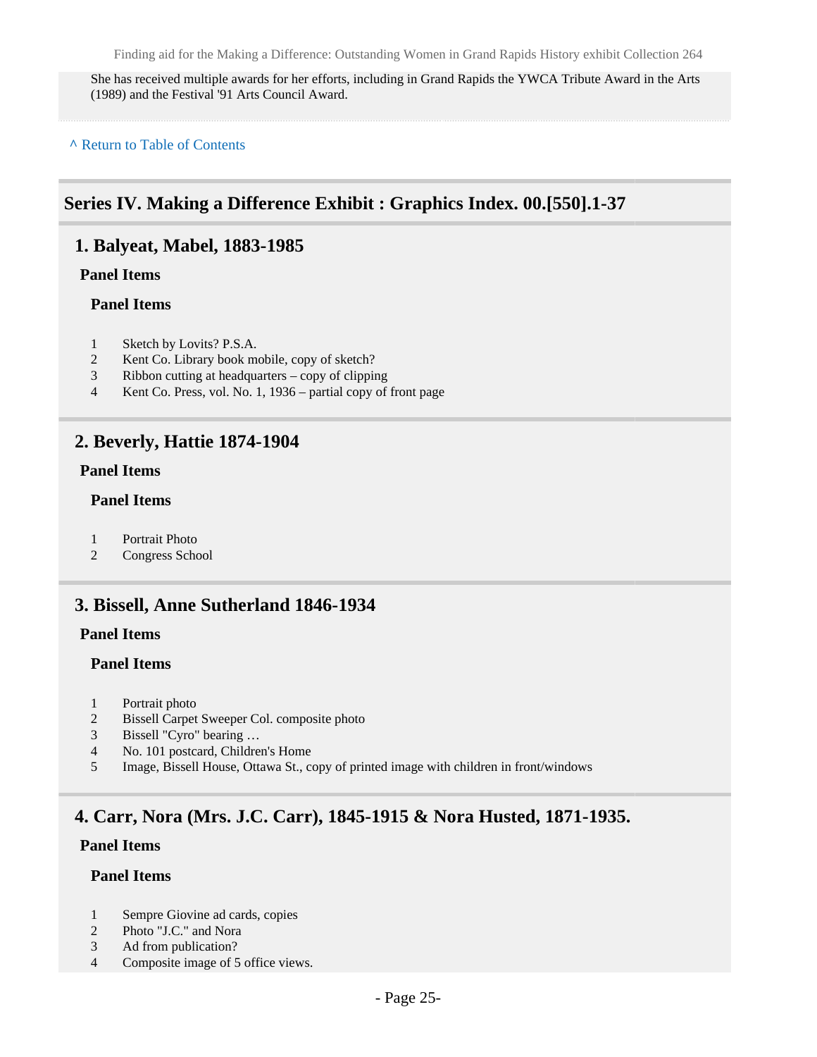She has received multiple awards for her efforts, including in Grand Rapids the YWCA Tribute Award in the Arts (1989) and the Festival '91 Arts Council Award.

^ Return to Table of Contents

## Series IV. Making a Difference Exhibit : Graphics Index. 00.[550].1-37

### 1. Balyeat, Mabel, 1883-1985

**Panel Items**

**Panel Items**

1 Sketch by Lovits? P.S.A.
2 Kent Co. Library book mobile, copy of sketch?
3 Ribbon cutting at headquarters – copy of clipping
4 Kent Co. Press, vol. No. 1, 1936 – partial copy of front page

### 2. Beverly, Hattie 1874-1904

**Panel Items**

**Panel Items**

1 Portrait Photo
2 Congress School

### 3. Bissell, Anne Sutherland 1846-1934

**Panel Items**

**Panel Items**

1 Portrait photo
2 Bissell Carpet Sweeper Col. composite photo
3 Bissell "Cyro" bearing …
4 No. 101 postcard, Children's Home
5 Image, Bissell House, Ottawa St., copy of printed image with children in front/windows

### 4. Carr, Nora (Mrs. J.C. Carr), 1845-1915 & Nora Husted, 1871-1935.

**Panel Items**

**Panel Items**

1 Sempre Giovine ad cards, copies
2 Photo "J.C." and Nora
3 Ad from publication?
4 Composite image of 5 office views.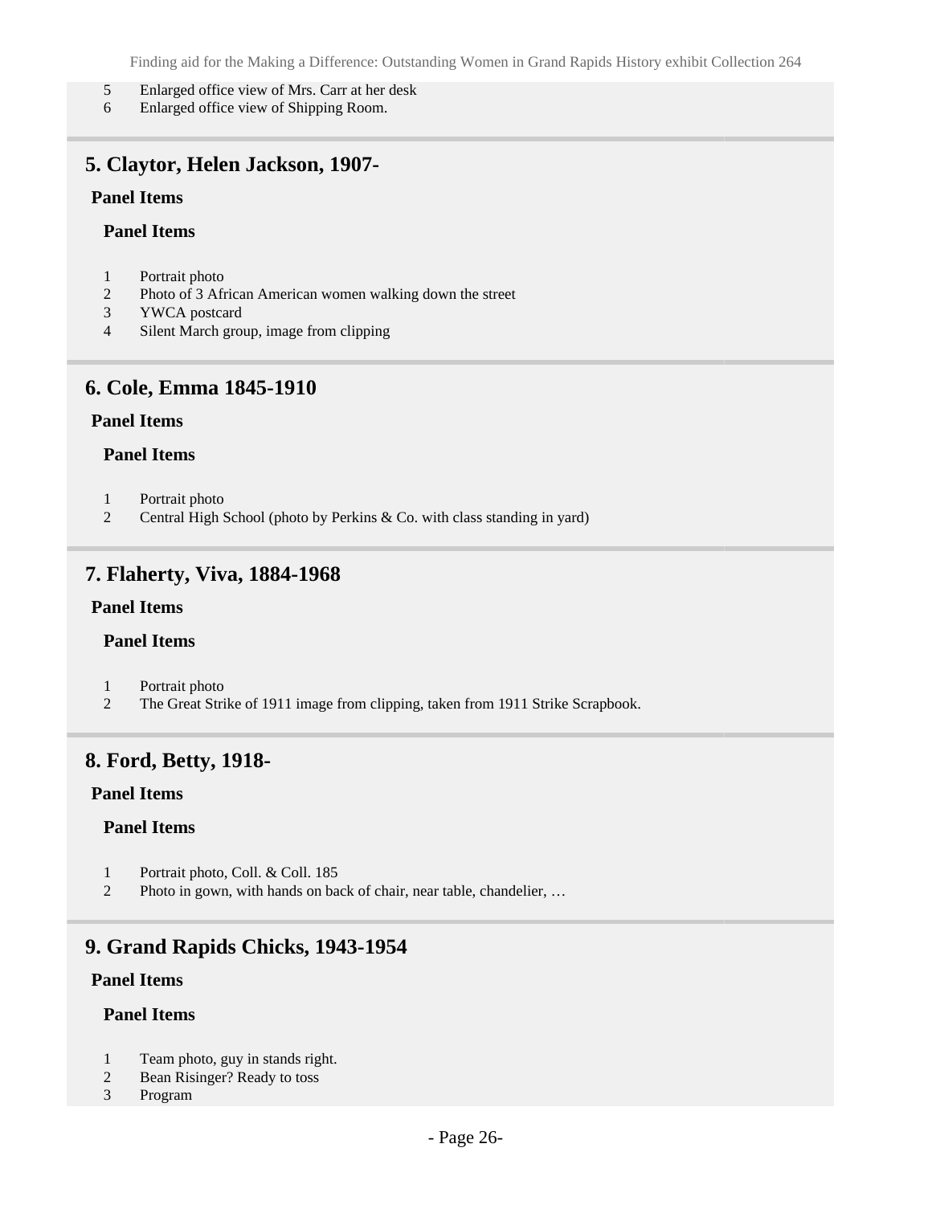5 Enlarged office view of Mrs. Carr at her desk
6 Enlarged office view of Shipping Room.

## 5. Claytor, Helen Jackson, 1907-

### Panel Items

#### Panel Items

1 Portrait photo
2 Photo of 3 African American women walking down the street
3 YWCA postcard
4 Silent March group, image from clipping

## 6. Cole, Emma 1845-1910

### Panel Items

#### Panel Items

1 Portrait photo
2 Central High School (photo by Perkins & Co. with class standing in yard)

## 7. Flaherty, Viva, 1884-1968

### Panel Items

#### Panel Items

1 Portrait photo
2 The Great Strike of 1911 image from clipping, taken from 1911 Strike Scrapbook.

## 8. Ford, Betty, 1918-

### Panel Items

#### Panel Items

1 Portrait photo, Coll. & Coll. 185
2 Photo in gown, with hands on back of chair, near table, chandelier, …

## 9. Grand Rapids Chicks, 1943-1954

### Panel Items

#### Panel Items

1 Team photo, guy in stands right.
2 Bean Risinger? Ready to toss
3 Program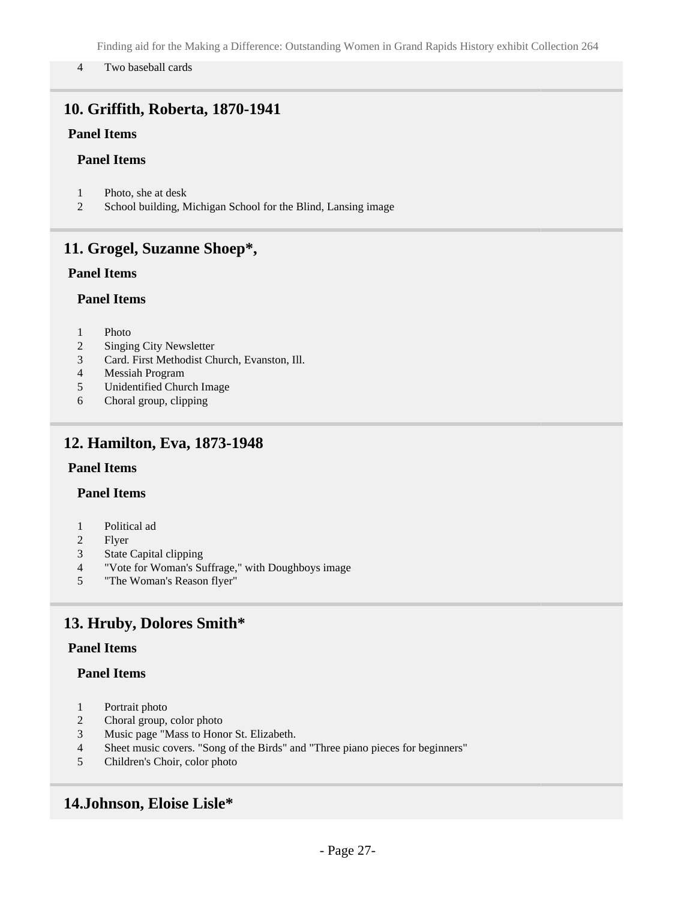4 Two baseball cards

## 10. Griffith, Roberta, 1870-1941

### Panel Items

#### Panel Items

1 Photo, she at desk
2 School building, Michigan School for the Blind, Lansing image

## 11. Grogel, Suzanne Shoep*,

### Panel Items

#### Panel Items

1 Photo
2 Singing City Newsletter
3 Card. First Methodist Church, Evanston, Ill.
4 Messiah Program
5 Unidentified Church Image
6 Choral group, clipping

## 12. Hamilton, Eva, 1873-1948

### Panel Items

#### Panel Items

1 Political ad
2 Flyer
3 State Capital clipping
4 "Vote for Woman's Suffrage," with Doughboys image
5 "The Woman's Reason flyer"

## 13. Hruby, Dolores Smith*

### Panel Items

#### Panel Items

1 Portrait photo
2 Choral group, color photo
3 Music page "Mass to Honor St. Elizabeth.
4 Sheet music covers. "Song of the Birds" and "Three piano pieces for beginners"
5 Children's Choir, color photo

## 14.Johnson, Eloise Lisle*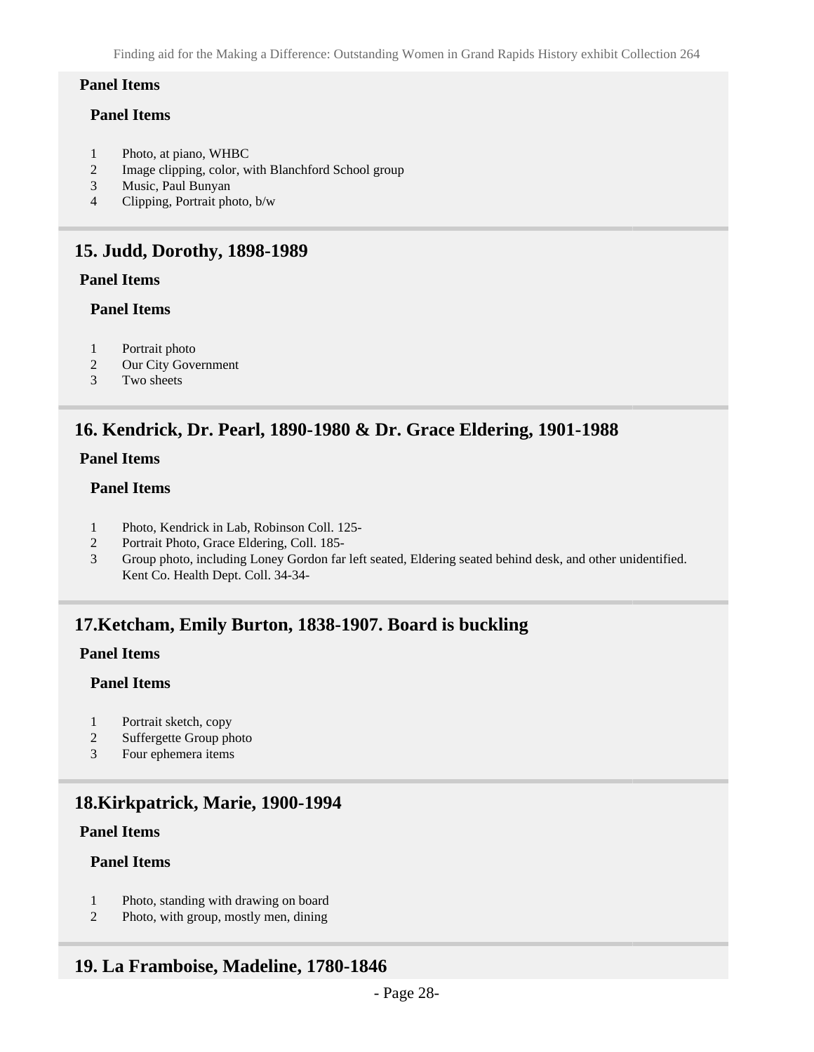**Panel Items**

**Panel Items**

1 Photo, at piano, WHBC
2 Image clipping, color, with Blanchford School group
3 Music, Paul Bunyan
4 Clipping, Portrait photo, b/w

## 15. Judd, Dorothy, 1898-1989

**Panel Items**

**Panel Items**

1 Portrait photo
2 Our City Government
3 Two sheets

## 16. Kendrick, Dr. Pearl, 1890-1980 & Dr. Grace Eldering, 1901-1988

**Panel Items**

**Panel Items**

1 Photo, Kendrick in Lab, Robinson Coll. 125-
2 Portrait Photo, Grace Eldering, Coll. 185-
3 Group photo, including Loney Gordon far left seated, Eldering seated behind desk, and other unidentified. Kent Co. Health Dept. Coll. 34-34-

## 17.Ketcham, Emily Burton, 1838-1907. Board is buckling

**Panel Items**

**Panel Items**

1 Portrait sketch, copy
2 Suffergette Group photo
3 Four ephemera items

## 18.Kirkpatrick, Marie, 1900-1994

**Panel Items**

**Panel Items**

1 Photo, standing with drawing on board
2 Photo, with group, mostly men, dining

## 19. La Framboise, Madeline, 1780-1846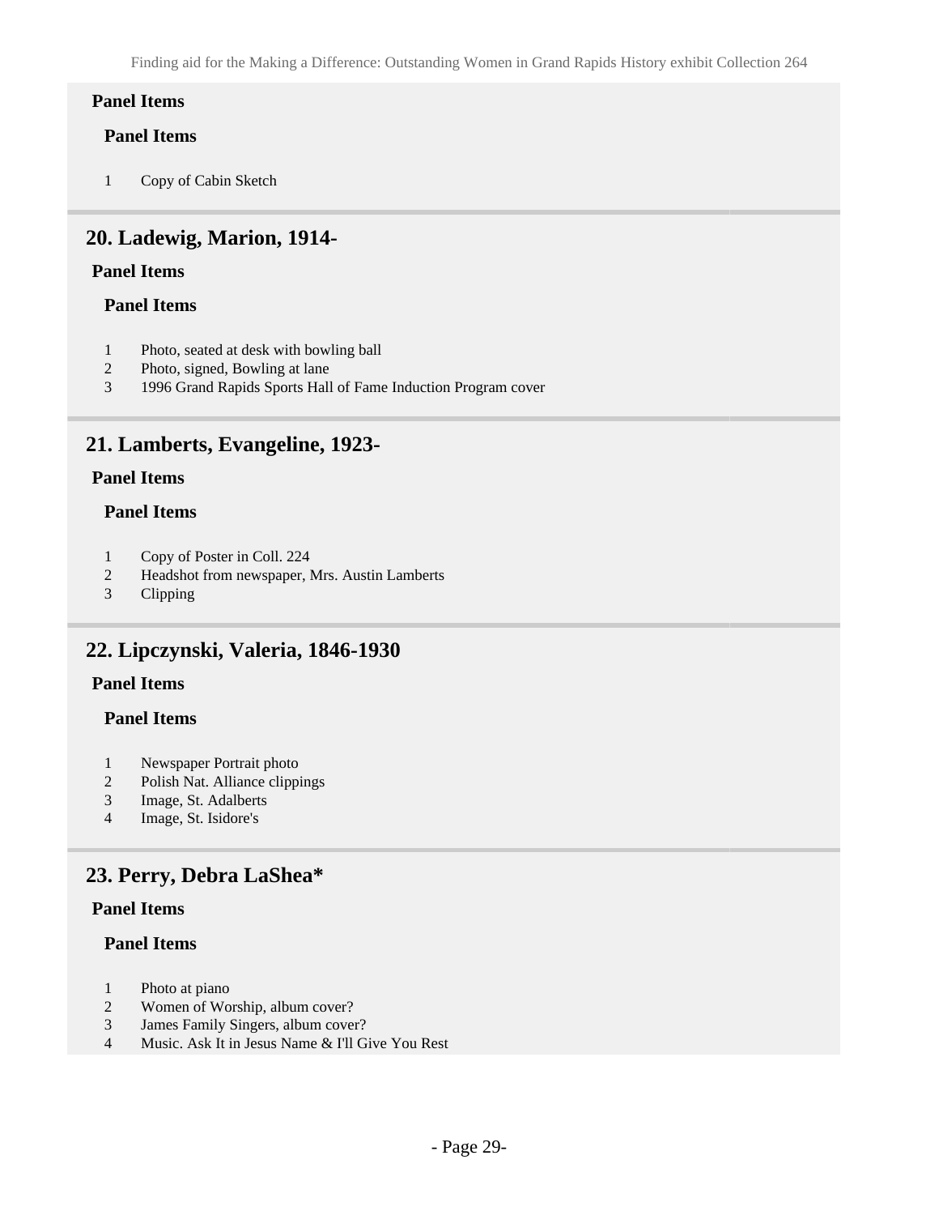#### Panel Items

##### Panel Items

1 Copy of Cabin Sketch

## 20. Ladewig, Marion, 1914-

#### Panel Items

##### Panel Items

1 Photo, seated at desk with bowling ball
2 Photo, signed, Bowling at lane
3 1996 Grand Rapids Sports Hall of Fame Induction Program cover

## 21. Lamberts, Evangeline, 1923-

#### Panel Items

##### Panel Items

1 Copy of Poster in Coll. 224
2 Headshot from newspaper, Mrs. Austin Lamberts
3 Clipping

## 22. Lipczynski, Valeria, 1846-1930

#### Panel Items

##### Panel Items

1 Newspaper Portrait photo
2 Polish Nat. Alliance clippings
3 Image, St. Adalberts
4 Image, St. Isidore's

## 23. Perry, Debra LaShea*

#### Panel Items

##### Panel Items

1 Photo at piano
2 Women of Worship, album cover?
3 James Family Singers, album cover?
4 Music. Ask It in Jesus Name & I'll Give You Rest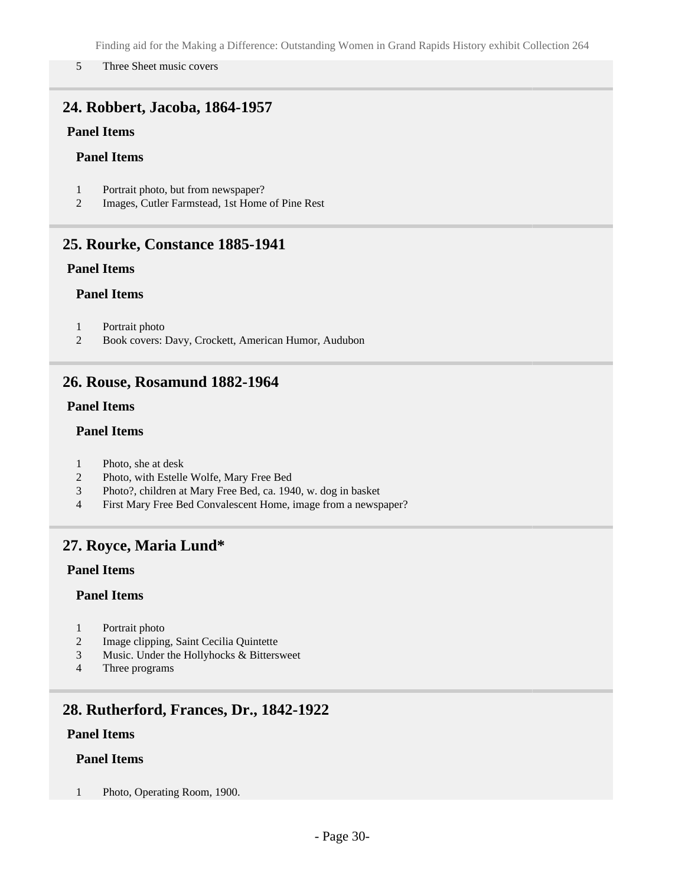5 Three Sheet music covers

## 24. Robbert, Jacoba, 1864-1957

### Panel Items

#### Panel Items

1 Portrait photo, but from newspaper?
2 Images, Cutler Farmstead, 1st Home of Pine Rest

## 25. Rourke, Constance 1885-1941

### Panel Items

#### Panel Items

1 Portrait photo
2 Book covers: Davy, Crockett, American Humor, Audubon

## 26. Rouse, Rosamund 1882-1964

### Panel Items

#### Panel Items

1 Photo, she at desk
2 Photo, with Estelle Wolfe, Mary Free Bed
3 Photo?, children at Mary Free Bed, ca. 1940, w. dog in basket
4 First Mary Free Bed Convalescent Home, image from a newspaper?

## 27. Royce, Maria Lund*

### Panel Items

#### Panel Items

1 Portrait photo
2 Image clipping, Saint Cecilia Quintette
3 Music. Under the Hollyhocks & Bittersweet
4 Three programs

## 28. Rutherford, Frances, Dr., 1842-1922

### Panel Items

#### Panel Items

1 Photo, Operating Room, 1900.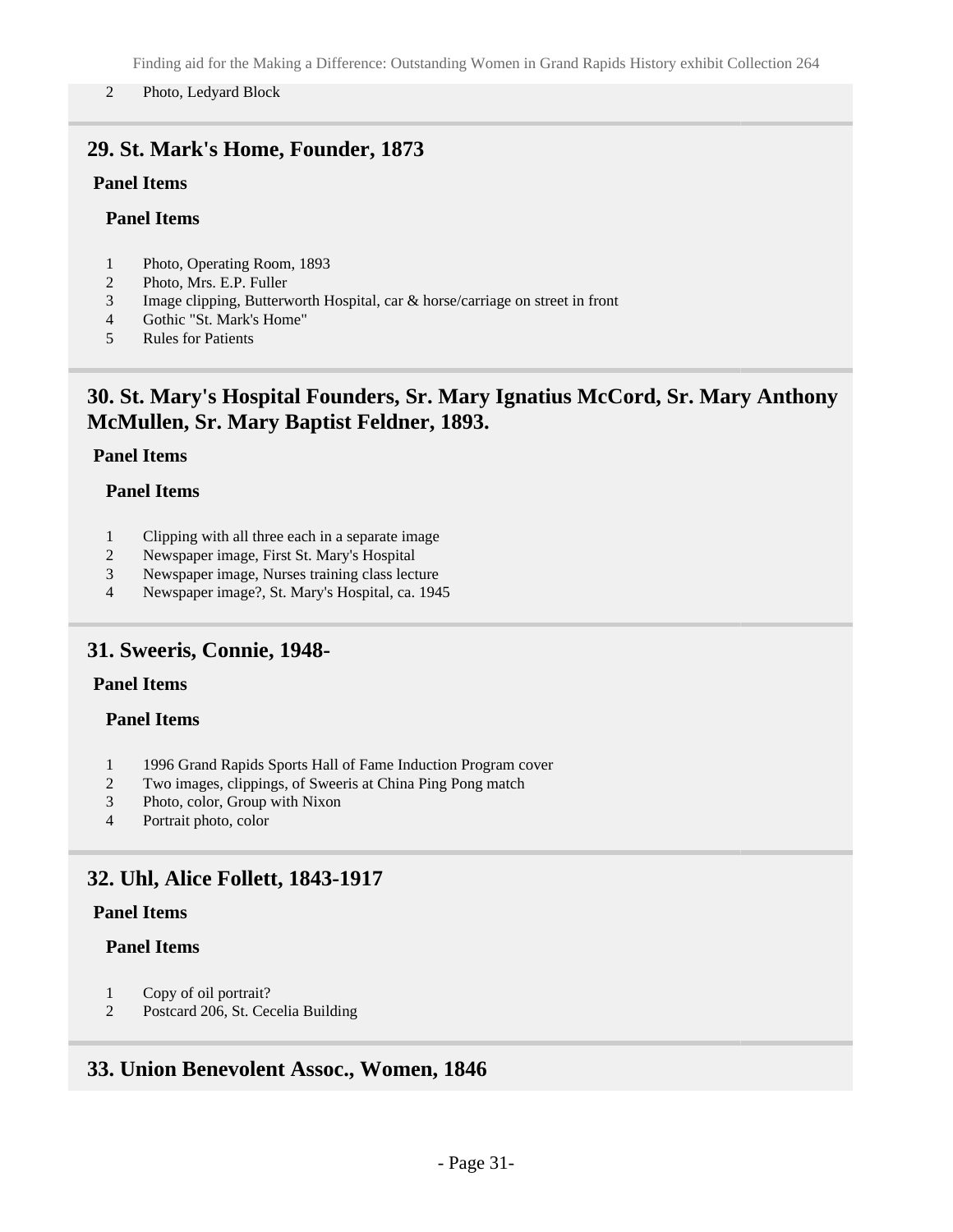| | |
|---|---|
| 2 | Photo, Ledyard Block |

## 29. St. Mark's Home, Founder, 1873

**Panel Items**

**Panel Items**

| | |
|---|---|
| 1 | Photo, Operating Room, 1893 |
| 2 | Photo, Mrs. E.P. Fuller |
| 3 | Image clipping, Butterworth Hospital, car & horse/carriage on street in front |
| 4 | Gothic "St. Mark's Home" |
| 5 | Rules for Patients |

## 30. St. Mary's Hospital Founders, Sr. Mary Ignatius McCord, Sr. Mary Anthony McMullen, Sr. Mary Baptist Feldner, 1893.

**Panel Items**

**Panel Items**

| | |
|---|---|
| 1 | Clipping with all three each in a separate image |
| 2 | Newspaper image, First St. Mary's Hospital |
| 3 | Newspaper image, Nurses training class lecture |
| 4 | Newspaper image?, St. Mary's Hospital, ca. 1945 |

## 31. Sweeris, Connie, 1948-

**Panel Items**

**Panel Items**

| | |
|---|---|
| 1 | 1996 Grand Rapids Sports Hall of Fame Induction Program cover |
| 2 | Two images, clippings, of Sweeris at China Ping Pong match |
| 3 | Photo, color, Group with Nixon |
| 4 | Portrait photo, color |

## 32. Uhl, Alice Follett, 1843-1917

**Panel Items**

**Panel Items**

| | |
|---|---|
| 1 | Copy of oil portrait? |
| 2 | Postcard 206, St. Cecelia Building |

## 33. Union Benevolent Assoc., Women, 1846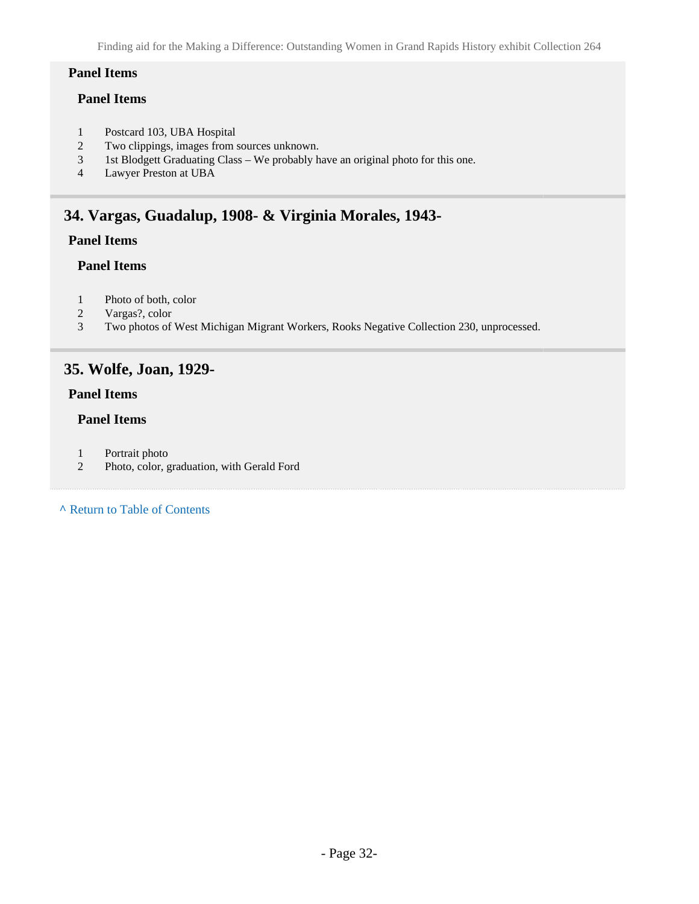### Panel Items

#### Panel Items

1 Postcard 103, UBA Hospital
2 Two clippings, images from sources unknown.
3 1st Blodgett Graduating Class – We probably have an original photo for this one.
4 Lawyer Preston at UBA

## 34. Vargas, Guadalup, 1908- & Virginia Morales, 1943-

### Panel Items

#### Panel Items

1 Photo of both, color
2 Vargas?, color
3 Two photos of West Michigan Migrant Workers, Rooks Negative Collection 230, unprocessed.

## 35. Wolfe, Joan, 1929-

### Panel Items

#### Panel Items

1 Portrait photo
2 Photo, color, graduation, with Gerald Ford

^ Return to Table of Contents